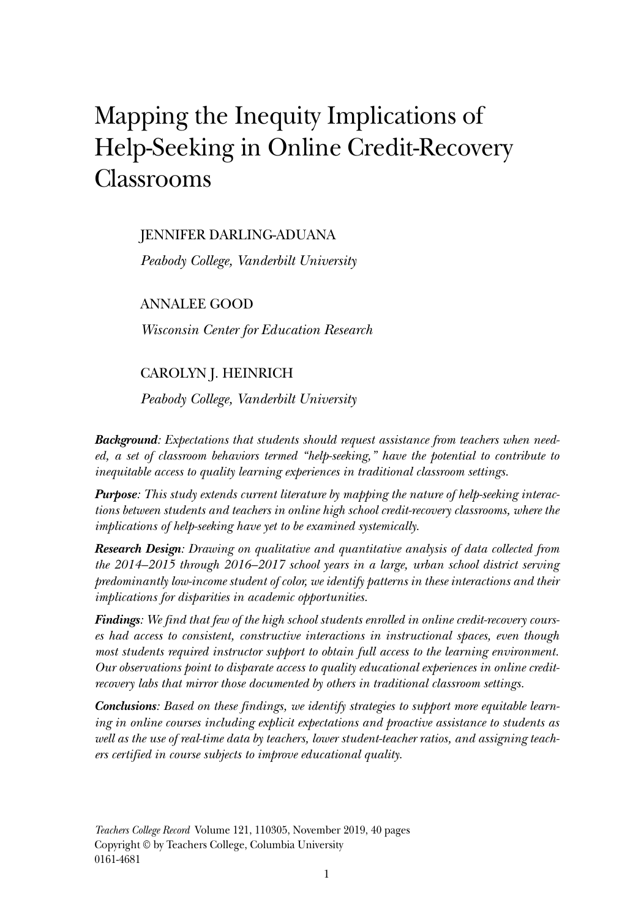# Mapping the Inequity Implications of Help-Seeking in Online Credit-Recovery Classrooms

JENNIFER DARLING-ADUANA

*Peabody College, Vanderbilt University*

ANNALEE GOOD

*Wisconsin Center for Education Research*

CAROLYN J. HEINRICH

*Peabody College, Vanderbilt University*

***Background***: *Expectations that students should request assistance from teachers when needed, a set of classroom behaviors termed "help-seeking," have the potential to contribute to inequitable access to quality learning experiences in traditional classroom settings.*

***Purpose***: *This study extends current literature by mapping the nature of help-seeking interactions between students and teachers in online high school credit-recovery classrooms, where the implications of help-seeking have yet to be examined systemically.*

***Research Design***: *Drawing on qualitative and quantitative analysis of data collected from the 2014–2015 through 2016–2017 school years in a large, urban school district serving predominantly low-income student of color, we identify patterns in these interactions and their implications for disparities in academic opportunities.*

***Findings***: *We find that few of the high school students enrolled in online credit-recovery courses had access to consistent, constructive interactions in instructional spaces, even though most students required instructor support to obtain full access to the learning environment. Our observations point to disparate access to quality educational experiences in online credit-recovery labs that mirror those documented by others in traditional classroom settings.*

***Conclusions***: *Based on these findings, we identify strategies to support more equitable learning in online courses including explicit expectations and proactive assistance to students as well as the use of real-time data by teachers, lower student-teacher ratios, and assigning teachers certified in course subjects to improve educational quality.*

*Teachers College Record* Volume 121, 110305, November 2019, 40 pages
Copyright © by Teachers College, Columbia University
0161-4681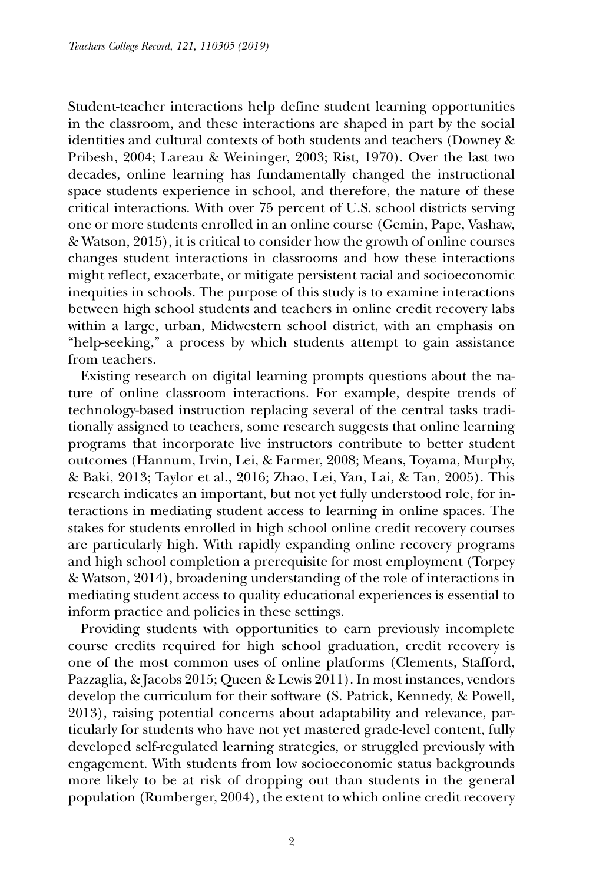Student-teacher interactions help define student learning opportunities in the classroom, and these interactions are shaped in part by the social identities and cultural contexts of both students and teachers (Downey & Pribesh, 2004; Lareau & Weininger, 2003; Rist, 1970). Over the last two decades, online learning has fundamentally changed the instructional space students experience in school, and therefore, the nature of these critical interactions. With over 75 percent of U.S. school districts serving one or more students enrolled in an online course (Gemin, Pape, Vashaw, & Watson, 2015), it is critical to consider how the growth of online courses changes student interactions in classrooms and how these interactions might reflect, exacerbate, or mitigate persistent racial and socioeconomic inequities in schools. The purpose of this study is to examine interactions between high school students and teachers in online credit recovery labs within a large, urban, Midwestern school district, with an emphasis on "help-seeking," a process by which students attempt to gain assistance from teachers.

Existing research on digital learning prompts questions about the nature of online classroom interactions. For example, despite trends of technology-based instruction replacing several of the central tasks traditionally assigned to teachers, some research suggests that online learning programs that incorporate live instructors contribute to better student outcomes (Hannum, Irvin, Lei, & Farmer, 2008; Means, Toyama, Murphy, & Baki, 2013; Taylor et al., 2016; Zhao, Lei, Yan, Lai, & Tan, 2005). This research indicates an important, but not yet fully understood role, for interactions in mediating student access to learning in online spaces. The stakes for students enrolled in high school online credit recovery courses are particularly high. With rapidly expanding online recovery programs and high school completion a prerequisite for most employment (Torpey & Watson, 2014), broadening understanding of the role of interactions in mediating student access to quality educational experiences is essential to inform practice and policies in these settings.

Providing students with opportunities to earn previously incomplete course credits required for high school graduation, credit recovery is one of the most common uses of online platforms (Clements, Stafford, Pazzaglia, & Jacobs 2015; Queen & Lewis 2011). In most instances, vendors develop the curriculum for their software (S. Patrick, Kennedy, & Powell, 2013), raising potential concerns about adaptability and relevance, particularly for students who have not yet mastered grade-level content, fully developed self-regulated learning strategies, or struggled previously with engagement. With students from low socioeconomic status backgrounds more likely to be at risk of dropping out than students in the general population (Rumberger, 2004), the extent to which online credit recovery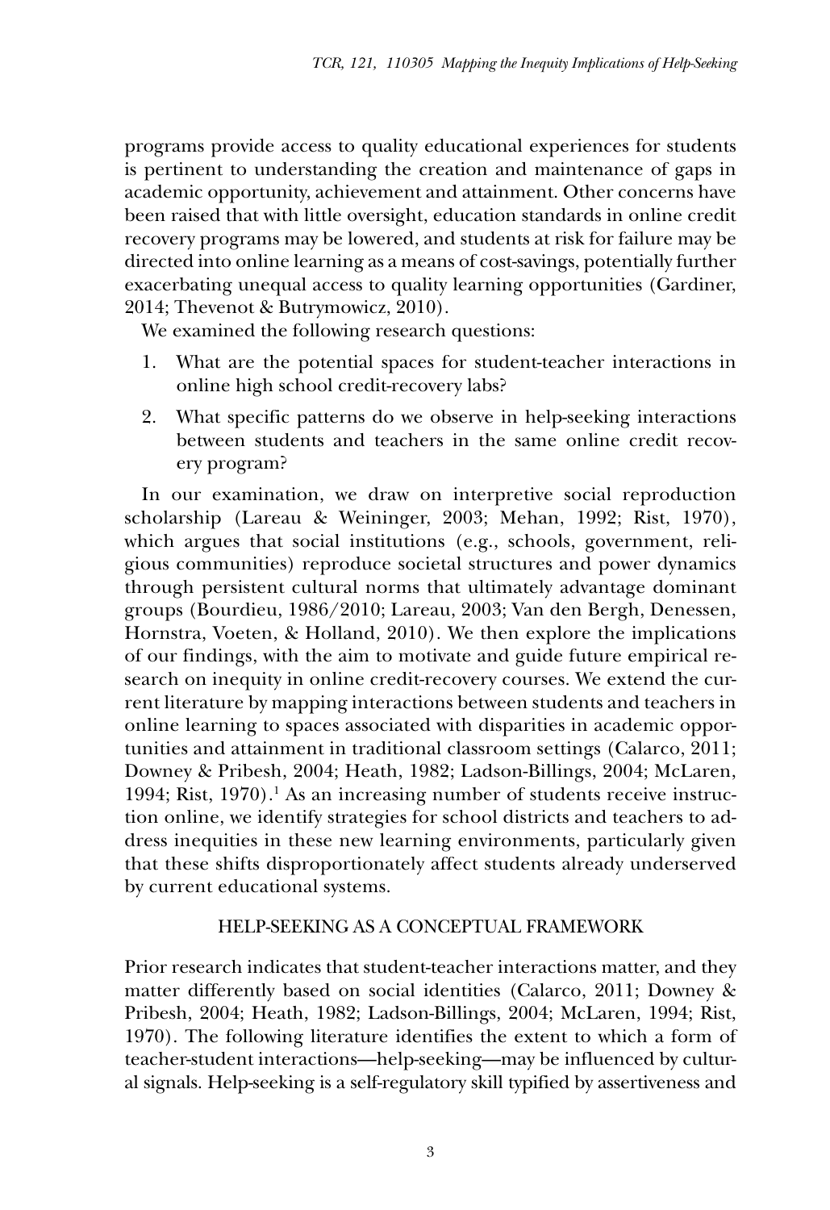programs provide access to quality educational experiences for students is pertinent to understanding the creation and maintenance of gaps in academic opportunity, achievement and attainment. Other concerns have been raised that with little oversight, education standards in online credit recovery programs may be lowered, and students at risk for failure may be directed into online learning as a means of cost-savings, potentially further exacerbating unequal access to quality learning opportunities (Gardiner, 2014; Thevenot & Butrymowicz, 2010).

We examined the following research questions:

1. What are the potential spaces for student-teacher interactions in online high school credit-recovery labs?
2. What specific patterns do we observe in help-seeking interactions between students and teachers in the same online credit recovery program?

In our examination, we draw on interpretive social reproduction scholarship (Lareau & Weininger, 2003; Mehan, 1992; Rist, 1970), which argues that social institutions (e.g., schools, government, religious communities) reproduce societal structures and power dynamics through persistent cultural norms that ultimately advantage dominant groups (Bourdieu, 1986/2010; Lareau, 2003; Van den Bergh, Denessen, Hornstra, Voeten, & Holland, 2010). We then explore the implications of our findings, with the aim to motivate and guide future empirical research on inequity in online credit-recovery courses. We extend the current literature by mapping interactions between students and teachers in online learning to spaces associated with disparities in academic opportunities and attainment in traditional classroom settings (Calarco, 2011; Downey & Pribesh, 2004; Heath, 1982; Ladson-Billings, 2004; McLaren, 1994; Rist, 1970).[1] As an increasing number of students receive instruction online, we identify strategies for school districts and teachers to address inequities in these new learning environments, particularly given that these shifts disproportionately affect students already underserved by current educational systems.

## HELP-SEEKING AS A CONCEPTUAL FRAMEWORK

Prior research indicates that student-teacher interactions matter, and they matter differently based on social identities (Calarco, 2011; Downey & Pribesh, 2004; Heath, 1982; Ladson-Billings, 2004; McLaren, 1994; Rist, 1970). The following literature identifies the extent to which a form of teacher-student interactions—help-seeking—may be influenced by cultural signals. Help-seeking is a self-regulatory skill typified by assertiveness and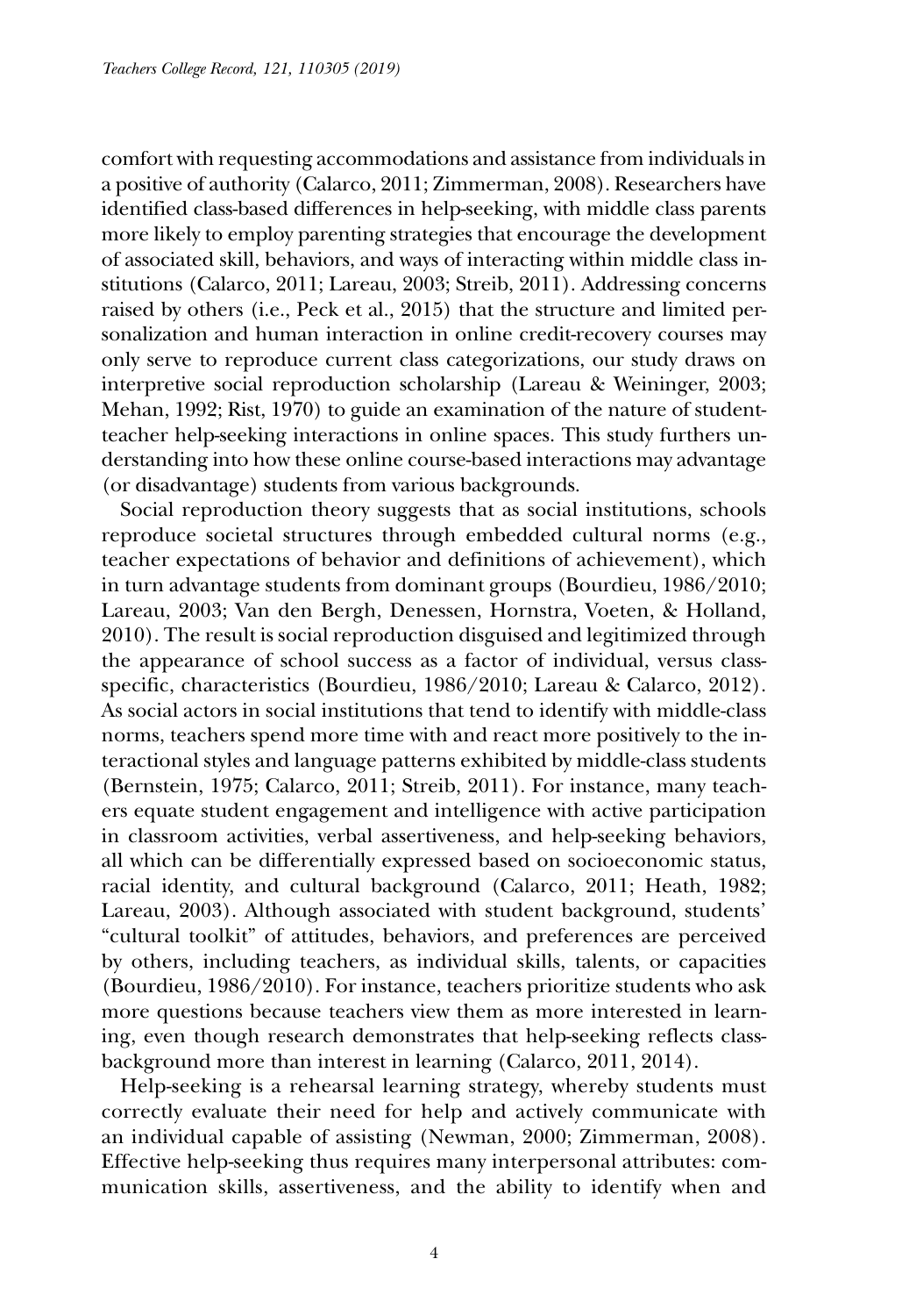comfort with requesting accommodations and assistance from individuals in a positive of authority (Calarco, 2011; Zimmerman, 2008). Researchers have identified class-based differences in help-seeking, with middle class parents more likely to employ parenting strategies that encourage the development of associated skill, behaviors, and ways of interacting within middle class institutions (Calarco, 2011; Lareau, 2003; Streib, 2011). Addressing concerns raised by others (i.e., Peck et al., 2015) that the structure and limited personalization and human interaction in online credit-recovery courses may only serve to reproduce current class categorizations, our study draws on interpretive social reproduction scholarship (Lareau & Weininger, 2003; Mehan, 1992; Rist, 1970) to guide an examination of the nature of student-teacher help-seeking interactions in online spaces. This study furthers understanding into how these online course-based interactions may advantage (or disadvantage) students from various backgrounds.

Social reproduction theory suggests that as social institutions, schools reproduce societal structures through embedded cultural norms (e.g., teacher expectations of behavior and definitions of achievement), which in turn advantage students from dominant groups (Bourdieu, 1986/2010; Lareau, 2003; Van den Bergh, Denessen, Hornstra, Voeten, & Holland, 2010). The result is social reproduction disguised and legitimized through the appearance of school success as a factor of individual, versus class-specific, characteristics (Bourdieu, 1986/2010; Lareau & Calarco, 2012). As social actors in social institutions that tend to identify with middle-class norms, teachers spend more time with and react more positively to the interactional styles and language patterns exhibited by middle-class students (Bernstein, 1975; Calarco, 2011; Streib, 2011). For instance, many teachers equate student engagement and intelligence with active participation in classroom activities, verbal assertiveness, and help-seeking behaviors, all which can be differentially expressed based on socioeconomic status, racial identity, and cultural background (Calarco, 2011; Heath, 1982; Lareau, 2003). Although associated with student background, students' "cultural toolkit" of attitudes, behaviors, and preferences are perceived by others, including teachers, as individual skills, talents, or capacities (Bourdieu, 1986/2010). For instance, teachers prioritize students who ask more questions because teachers view them as more interested in learning, even though research demonstrates that help-seeking reflects class-background more than interest in learning (Calarco, 2011, 2014).

Help-seeking is a rehearsal learning strategy, whereby students must correctly evaluate their need for help and actively communicate with an individual capable of assisting (Newman, 2000; Zimmerman, 2008). Effective help-seeking thus requires many interpersonal attributes: communication skills, assertiveness, and the ability to identify when and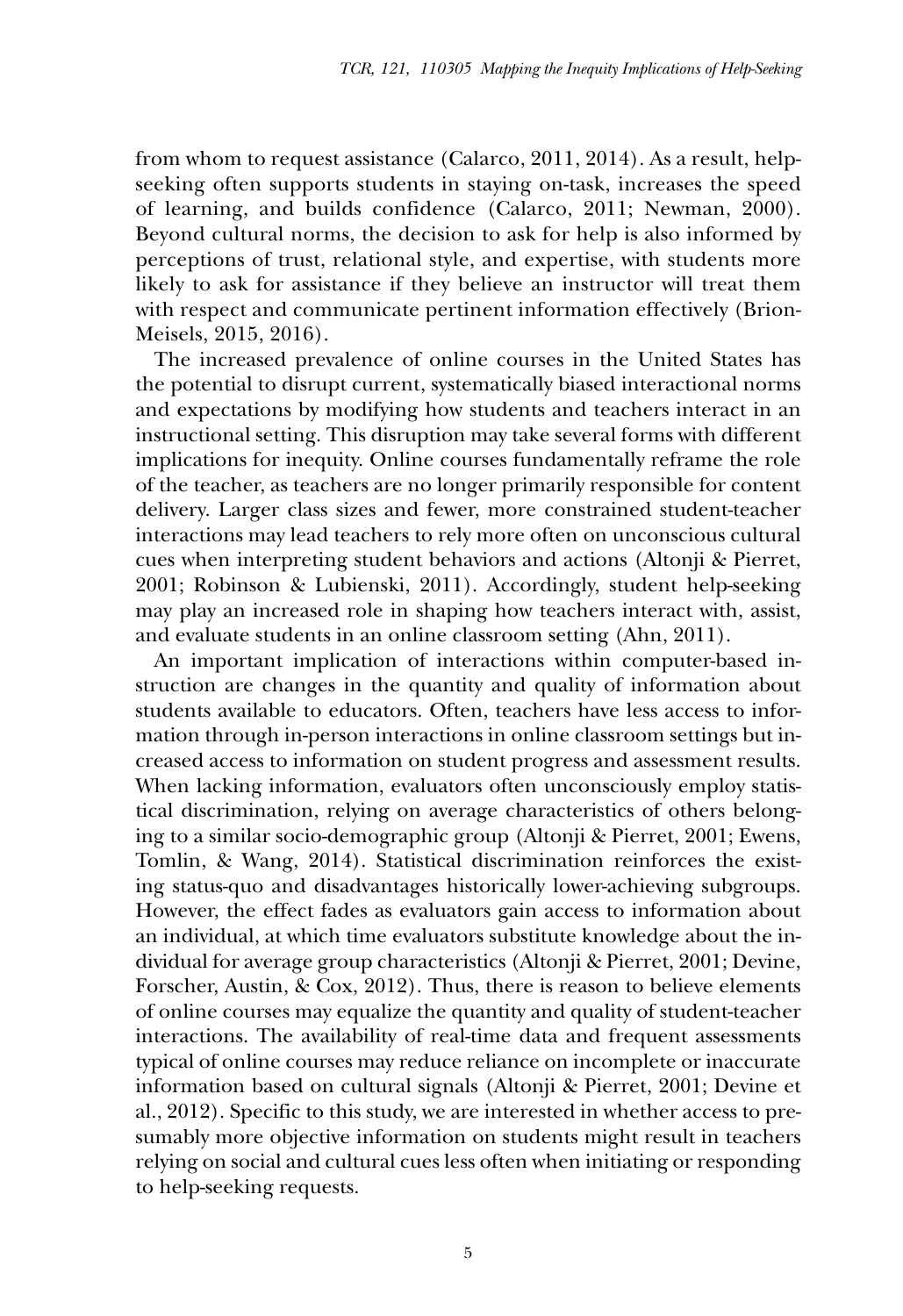from whom to request assistance (Calarco, 2011, 2014). As a result, help-seeking often supports students in staying on-task, increases the speed of learning, and builds confidence (Calarco, 2011; Newman, 2000). Beyond cultural norms, the decision to ask for help is also informed by perceptions of trust, relational style, and expertise, with students more likely to ask for assistance if they believe an instructor will treat them with respect and communicate pertinent information effectively (Brion-Meisels, 2015, 2016).

The increased prevalence of online courses in the United States has the potential to disrupt current, systematically biased interactional norms and expectations by modifying how students and teachers interact in an instructional setting. This disruption may take several forms with different implications for inequity. Online courses fundamentally reframe the role of the teacher, as teachers are no longer primarily responsible for content delivery. Larger class sizes and fewer, more constrained student-teacher interactions may lead teachers to rely more often on unconscious cultural cues when interpreting student behaviors and actions (Altonji & Pierret, 2001; Robinson & Lubienski, 2011). Accordingly, student help-seeking may play an increased role in shaping how teachers interact with, assist, and evaluate students in an online classroom setting (Ahn, 2011).

An important implication of interactions within computer-based instruction are changes in the quantity and quality of information about students available to educators. Often, teachers have less access to information through in-person interactions in online classroom settings but increased access to information on student progress and assessment results. When lacking information, evaluators often unconsciously employ statistical discrimination, relying on average characteristics of others belonging to a similar socio-demographic group (Altonji & Pierret, 2001; Ewens, Tomlin, & Wang, 2014). Statistical discrimination reinforces the existing status-quo and disadvantages historically lower-achieving subgroups. However, the effect fades as evaluators gain access to information about an individual, at which time evaluators substitute knowledge about the individual for average group characteristics (Altonji & Pierret, 2001; Devine, Forscher, Austin, & Cox, 2012). Thus, there is reason to believe elements of online courses may equalize the quantity and quality of student-teacher interactions. The availability of real-time data and frequent assessments typical of online courses may reduce reliance on incomplete or inaccurate information based on cultural signals (Altonji & Pierret, 2001; Devine et al., 2012). Specific to this study, we are interested in whether access to presumably more objective information on students might result in teachers relying on social and cultural cues less often when initiating or responding to help-seeking requests.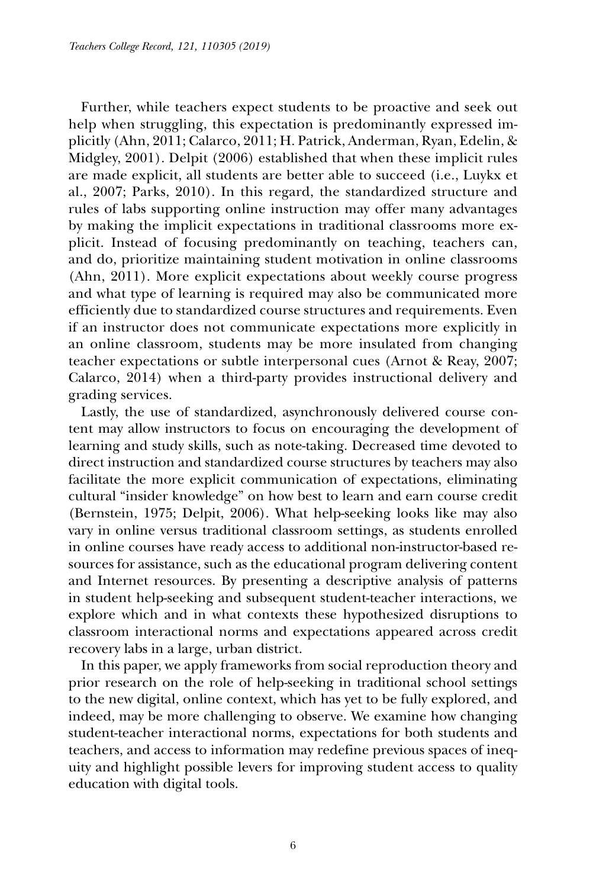Further, while teachers expect students to be proactive and seek out help when struggling, this expectation is predominantly expressed implicitly (Ahn, 2011; Calarco, 2011; H. Patrick, Anderman, Ryan, Edelin, & Midgley, 2001). Delpit (2006) established that when these implicit rules are made explicit, all students are better able to succeed (i.e., Luykx et al., 2007; Parks, 2010). In this regard, the standardized structure and rules of labs supporting online instruction may offer many advantages by making the implicit expectations in traditional classrooms more explicit. Instead of focusing predominantly on teaching, teachers can, and do, prioritize maintaining student motivation in online classrooms (Ahn, 2011). More explicit expectations about weekly course progress and what type of learning is required may also be communicated more efficiently due to standardized course structures and requirements. Even if an instructor does not communicate expectations more explicitly in an online classroom, students may be more insulated from changing teacher expectations or subtle interpersonal cues (Arnot & Reay, 2007; Calarco, 2014) when a third-party provides instructional delivery and grading services.

Lastly, the use of standardized, asynchronously delivered course content may allow instructors to focus on encouraging the development of learning and study skills, such as note-taking. Decreased time devoted to direct instruction and standardized course structures by teachers may also facilitate the more explicit communication of expectations, eliminating cultural "insider knowledge" on how best to learn and earn course credit (Bernstein, 1975; Delpit, 2006). What help-seeking looks like may also vary in online versus traditional classroom settings, as students enrolled in online courses have ready access to additional non-instructor-based resources for assistance, such as the educational program delivering content and Internet resources. By presenting a descriptive analysis of patterns in student help-seeking and subsequent student-teacher interactions, we explore which and in what contexts these hypothesized disruptions to classroom interactional norms and expectations appeared across credit recovery labs in a large, urban district.

In this paper, we apply frameworks from social reproduction theory and prior research on the role of help-seeking in traditional school settings to the new digital, online context, which has yet to be fully explored, and indeed, may be more challenging to observe. We examine how changing student-teacher interactional norms, expectations for both students and teachers, and access to information may redefine previous spaces of inequity and highlight possible levers for improving student access to quality education with digital tools.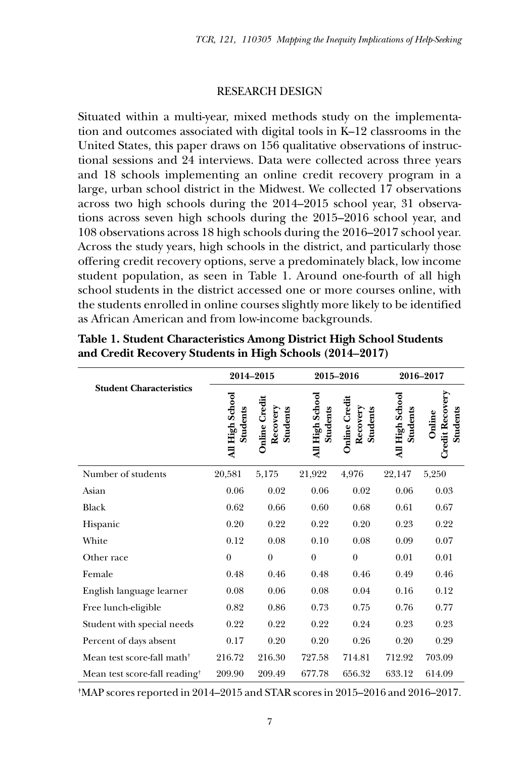## RESEARCH DESIGN

Situated within a multi-year, mixed methods study on the implementation and outcomes associated with digital tools in K–12 classrooms in the United States, this paper draws on 156 qualitative observations of instructional sessions and 24 interviews. Data were collected across three years and 18 schools implementing an online credit recovery program in a large, urban school district in the Midwest. We collected 17 observations across two high schools during the 2014–2015 school year, 31 observations across seven high schools during the 2015–2016 school year, and 108 observations across 18 high schools during the 2016–2017 school year. Across the study years, high schools in the district, and particularly those offering credit recovery options, serve a predominately black, low income student population, as seen in Table 1. Around one-fourth of all high school students in the district accessed one or more courses online, with the students enrolled in online courses slightly more likely to be identified as African American and from low-income backgrounds.

**Table 1. Student Characteristics Among District High School Students and Credit Recovery Students in High Schools (2014–2017)**

| Student Characteristics | 2014–2015 | | 2015–2016 | | 2016–2017 | |
|---|---|---|---|---|---|---|
| | All High School Students | Online Credit Recovery Students | All High School Students | Online Credit Recovery Students | All High School Students | Online Credit Recovery Students |
| Number of students | 20,581 | 5,175 | 21,922 | 4,976 | 22,147 | 5,250 |
| Asian | 0.06 | 0.02 | 0.06 | 0.02 | 0.06 | 0.03 |
| Black | 0.62 | 0.66 | 0.60 | 0.68 | 0.61 | 0.67 |
| Hispanic | 0.20 | 0.22 | 0.22 | 0.20 | 0.23 | 0.22 |
| White | 0.12 | 0.08 | 0.10 | 0.08 | 0.09 | 0.07 |
| Other race | 0 | 0 | 0 | 0 | 0.01 | 0.01 |
| Female | 0.48 | 0.46 | 0.48 | 0.46 | 0.49 | 0.46 |
| English language learner | 0.08 | 0.06 | 0.08 | 0.04 | 0.16 | 0.12 |
| Free lunch-eligible | 0.82 | 0.86 | 0.73 | 0.75 | 0.76 | 0.77 |
| Student with special needs | 0.22 | 0.22 | 0.22 | 0.24 | 0.23 | 0.23 |
| Percent of days absent | 0.17 | 0.20 | 0.20 | 0.26 | 0.20 | 0.29 |
| Mean test score-fall math† | 216.72 | 216.30 | 727.58 | 714.81 | 712.92 | 703.09 |
| Mean test score-fall reading† | 209.90 | 209.49 | 677.78 | 656.32 | 633.12 | 614.09 |

†MAP scores reported in 2014–2015 and STAR scores in 2015–2016 and 2016–2017.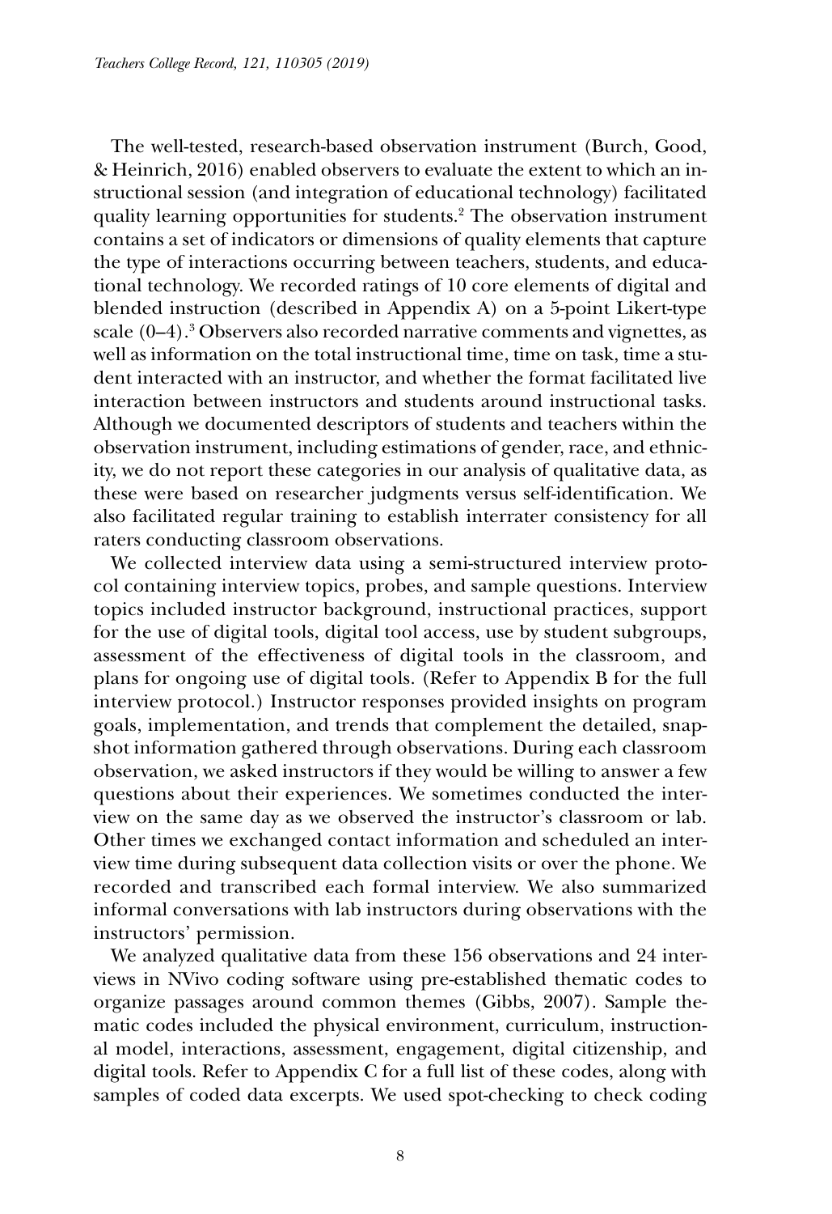The well-tested, research-based observation instrument (Burch, Good, & Heinrich, 2016) enabled observers to evaluate the extent to which an instructional session (and integration of educational technology) facilitated quality learning opportunities for students.[2] The observation instrument contains a set of indicators or dimensions of quality elements that capture the type of interactions occurring between teachers, students, and educational technology. We recorded ratings of 10 core elements of digital and blended instruction (described in Appendix A) on a 5-point Likert-type scale (0–4).[3] Observers also recorded narrative comments and vignettes, as well as information on the total instructional time, time on task, time a student interacted with an instructor, and whether the format facilitated live interaction between instructors and students around instructional tasks. Although we documented descriptors of students and teachers within the observation instrument, including estimations of gender, race, and ethnicity, we do not report these categories in our analysis of qualitative data, as these were based on researcher judgments versus self-identification. We also facilitated regular training to establish interrater consistency for all raters conducting classroom observations.

We collected interview data using a semi-structured interview protocol containing interview topics, probes, and sample questions. Interview topics included instructor background, instructional practices, support for the use of digital tools, digital tool access, use by student subgroups, assessment of the effectiveness of digital tools in the classroom, and plans for ongoing use of digital tools. (Refer to Appendix B for the full interview protocol.) Instructor responses provided insights on program goals, implementation, and trends that complement the detailed, snapshot information gathered through observations. During each classroom observation, we asked instructors if they would be willing to answer a few questions about their experiences. We sometimes conducted the interview on the same day as we observed the instructor's classroom or lab. Other times we exchanged contact information and scheduled an interview time during subsequent data collection visits or over the phone. We recorded and transcribed each formal interview. We also summarized informal conversations with lab instructors during observations with the instructors' permission.

We analyzed qualitative data from these 156 observations and 24 interviews in NVivo coding software using pre-established thematic codes to organize passages around common themes (Gibbs, 2007). Sample thematic codes included the physical environment, curriculum, instructional model, interactions, assessment, engagement, digital citizenship, and digital tools. Refer to Appendix C for a full list of these codes, along with samples of coded data excerpts. We used spot-checking to check coding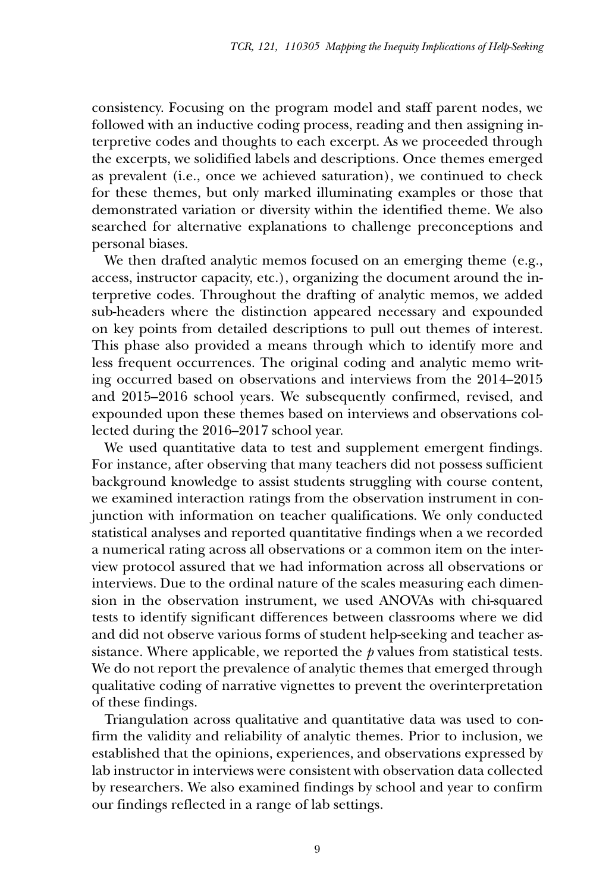consistency. Focusing on the program model and staff parent nodes, we followed with an inductive coding process, reading and then assigning interpretive codes and thoughts to each excerpt. As we proceeded through the excerpts, we solidified labels and descriptions. Once themes emerged as prevalent (i.e., once we achieved saturation), we continued to check for these themes, but only marked illuminating examples or those that demonstrated variation or diversity within the identified theme. We also searched for alternative explanations to challenge preconceptions and personal biases.

We then drafted analytic memos focused on an emerging theme (e.g., access, instructor capacity, etc.), organizing the document around the interpretive codes. Throughout the drafting of analytic memos, we added sub-headers where the distinction appeared necessary and expounded on key points from detailed descriptions to pull out themes of interest. This phase also provided a means through which to identify more and less frequent occurrences. The original coding and analytic memo writing occurred based on observations and interviews from the 2014–2015 and 2015–2016 school years. We subsequently confirmed, revised, and expounded upon these themes based on interviews and observations collected during the 2016–2017 school year.

We used quantitative data to test and supplement emergent findings. For instance, after observing that many teachers did not possess sufficient background knowledge to assist students struggling with course content, we examined interaction ratings from the observation instrument in conjunction with information on teacher qualifications. We only conducted statistical analyses and reported quantitative findings when a we recorded a numerical rating across all observations or a common item on the interview protocol assured that we had information across all observations or interviews. Due to the ordinal nature of the scales measuring each dimension in the observation instrument, we used ANOVAs with chi-squared tests to identify significant differences between classrooms where we did and did not observe various forms of student help-seeking and teacher assistance. Where applicable, we reported the $p$ values from statistical tests. We do not report the prevalence of analytic themes that emerged through qualitative coding of narrative vignettes to prevent the overinterpretation of these findings.

Triangulation across qualitative and quantitative data was used to confirm the validity and reliability of analytic themes. Prior to inclusion, we established that the opinions, experiences, and observations expressed by lab instructor in interviews were consistent with observation data collected by researchers. We also examined findings by school and year to confirm our findings reflected in a range of lab settings.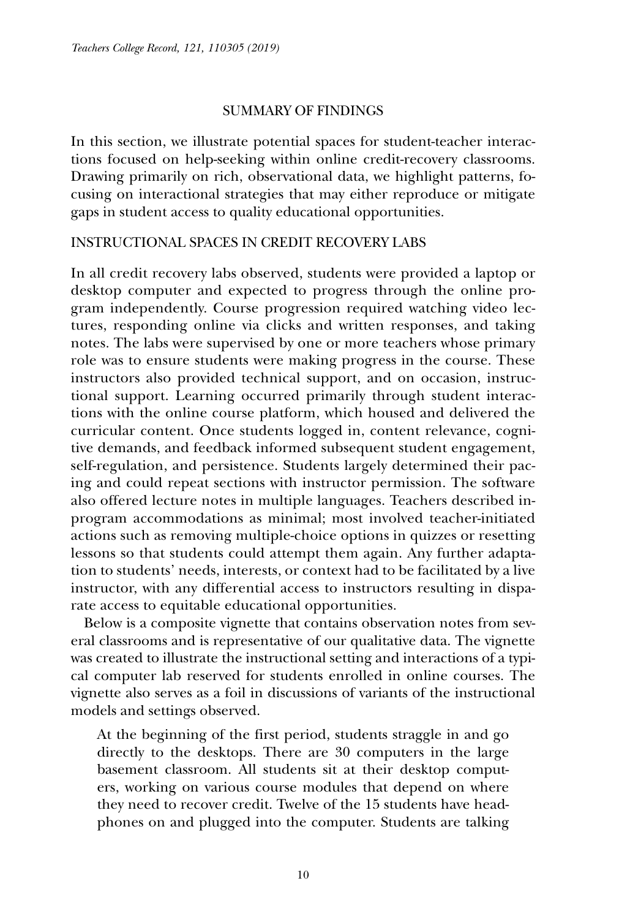## SUMMARY OF FINDINGS

In this section, we illustrate potential spaces for student-teacher interactions focused on help-seeking within online credit-recovery classrooms. Drawing primarily on rich, observational data, we highlight patterns, focusing on interactional strategies that may either reproduce or mitigate gaps in student access to quality educational opportunities.

### INSTRUCTIONAL SPACES IN CREDIT RECOVERY LABS

In all credit recovery labs observed, students were provided a laptop or desktop computer and expected to progress through the online program independently. Course progression required watching video lectures, responding online via clicks and written responses, and taking notes. The labs were supervised by one or more teachers whose primary role was to ensure students were making progress in the course. These instructors also provided technical support, and on occasion, instructional support. Learning occurred primarily through student interactions with the online course platform, which housed and delivered the curricular content. Once students logged in, content relevance, cognitive demands, and feedback informed subsequent student engagement, self-regulation, and persistence. Students largely determined their pacing and could repeat sections with instructor permission. The software also offered lecture notes in multiple languages. Teachers described in-program accommodations as minimal; most involved teacher-initiated actions such as removing multiple-choice options in quizzes or resetting lessons so that students could attempt them again. Any further adaptation to students' needs, interests, or context had to be facilitated by a live instructor, with any differential access to instructors resulting in disparate access to equitable educational opportunities.

Below is a composite vignette that contains observation notes from several classrooms and is representative of our qualitative data. The vignette was created to illustrate the instructional setting and interactions of a typical computer lab reserved for students enrolled in online courses. The vignette also serves as a foil in discussions of variants of the instructional models and settings observed.

> At the beginning of the first period, students straggle in and go directly to the desktops. There are 30 computers in the large basement classroom. All students sit at their desktop computers, working on various course modules that depend on where they need to recover credit. Twelve of the 15 students have headphones on and plugged into the computer. Students are talking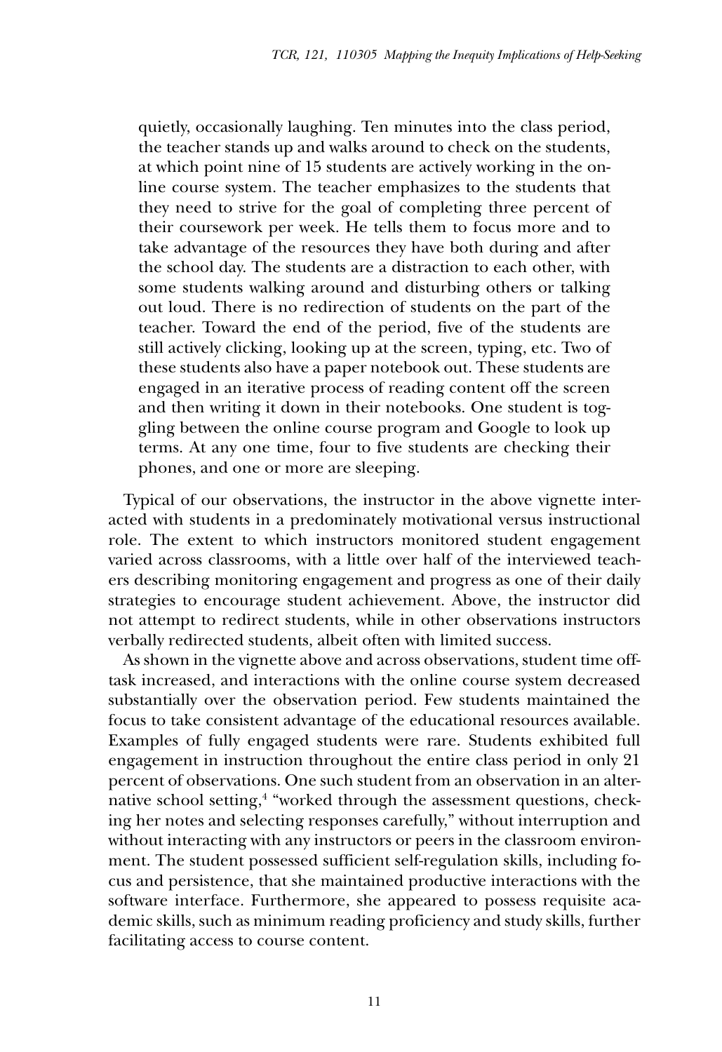> quietly, occasionally laughing. Ten minutes into the class period, the teacher stands up and walks around to check on the students, at which point nine of 15 students are actively working in the online course system. The teacher emphasizes to the students that they need to strive for the goal of completing three percent of their coursework per week. He tells them to focus more and to take advantage of the resources they have both during and after the school day. The students are a distraction to each other, with some students walking around and disturbing others or talking out loud. There is no redirection of students on the part of the teacher. Toward the end of the period, five of the students are still actively clicking, looking up at the screen, typing, etc. Two of these students also have a paper notebook out. These students are engaged in an iterative process of reading content off the screen and then writing it down in their notebooks. One student is toggling between the online course program and Google to look up terms. At any one time, four to five students are checking their phones, and one or more are sleeping.

Typical of our observations, the instructor in the above vignette interacted with students in a predominately motivational versus instructional role. The extent to which instructors monitored student engagement varied across classrooms, with a little over half of the interviewed teachers describing monitoring engagement and progress as one of their daily strategies to encourage student achievement. Above, the instructor did not attempt to redirect students, while in other observations instructors verbally redirected students, albeit often with limited success.

As shown in the vignette above and across observations, student time off-task increased, and interactions with the online course system decreased substantially over the observation period. Few students maintained the focus to take consistent advantage of the educational resources available. Examples of fully engaged students were rare. Students exhibited full engagement in instruction throughout the entire class period in only 21 percent of observations. One such student from an observation in an alternative school setting,[4] "worked through the assessment questions, checking her notes and selecting responses carefully," without interruption and without interacting with any instructors or peers in the classroom environment. The student possessed sufficient self-regulation skills, including focus and persistence, that she maintained productive interactions with the software interface. Furthermore, she appeared to possess requisite academic skills, such as minimum reading proficiency and study skills, further facilitating access to course content.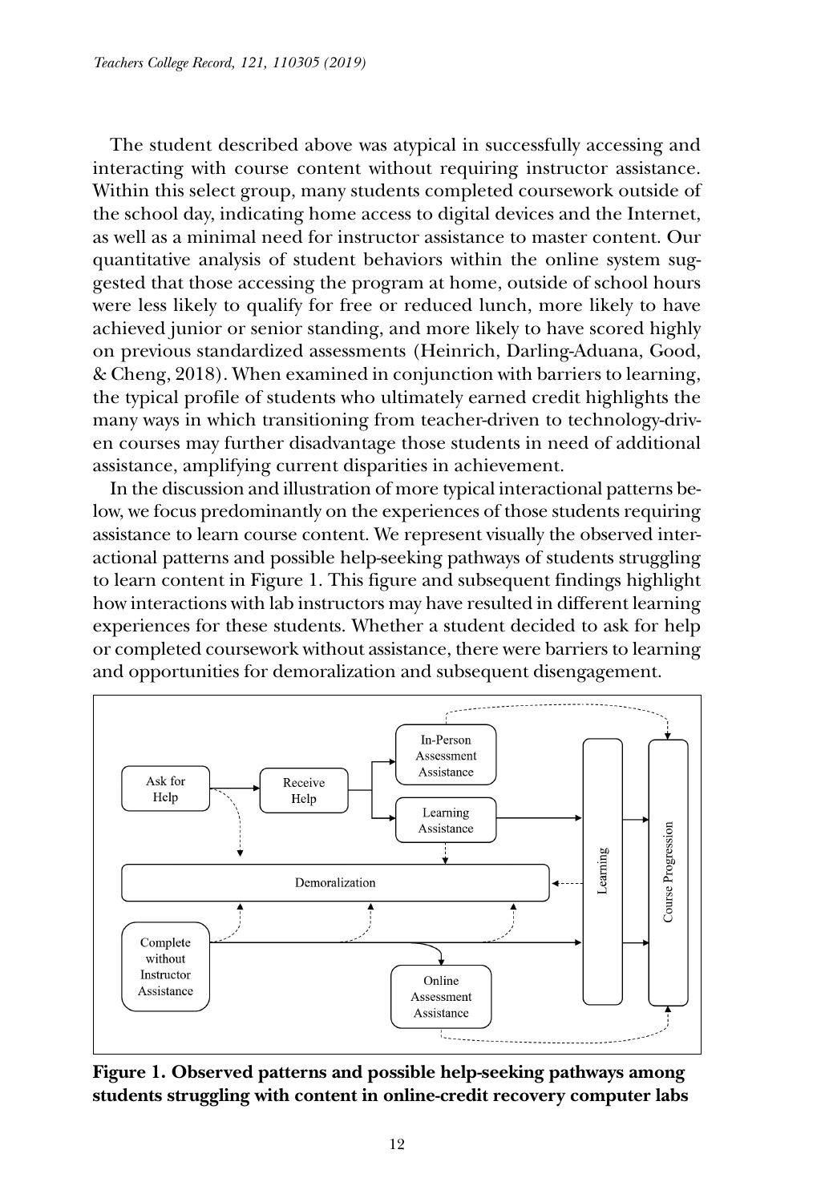The student described above was atypical in successfully accessing and interacting with course content without requiring instructor assistance. Within this select group, many students completed coursework outside of the school day, indicating home access to digital devices and the Internet, as well as a minimal need for instructor assistance to master content. Our quantitative analysis of student behaviors within the online system suggested that those accessing the program at home, outside of school hours were less likely to qualify for free or reduced lunch, more likely to have achieved junior or senior standing, and more likely to have scored highly on previous standardized assessments (Heinrich, Darling-Aduana, Good, & Cheng, 2018). When examined in conjunction with barriers to learning, the typical profile of students who ultimately earned credit highlights the many ways in which transitioning from teacher-driven to technology-driven courses may further disadvantage those students in need of additional assistance, amplifying current disparities in achievement.

In the discussion and illustration of more typical interactional patterns below, we focus predominantly on the experiences of those students requiring assistance to learn course content. We represent visually the observed interactional patterns and possible help-seeking pathways of students struggling to learn content in Figure 1. This figure and subsequent findings highlight how interactions with lab instructors may have resulted in different learning experiences for these students. Whether a student decided to ask for help or completed coursework without assistance, there were barriers to learning and opportunities for demoralization and subsequent disengagement.

**Figure 1. Observed patterns and possible help-seeking pathways among students struggling with content in online-credit recovery computer labs**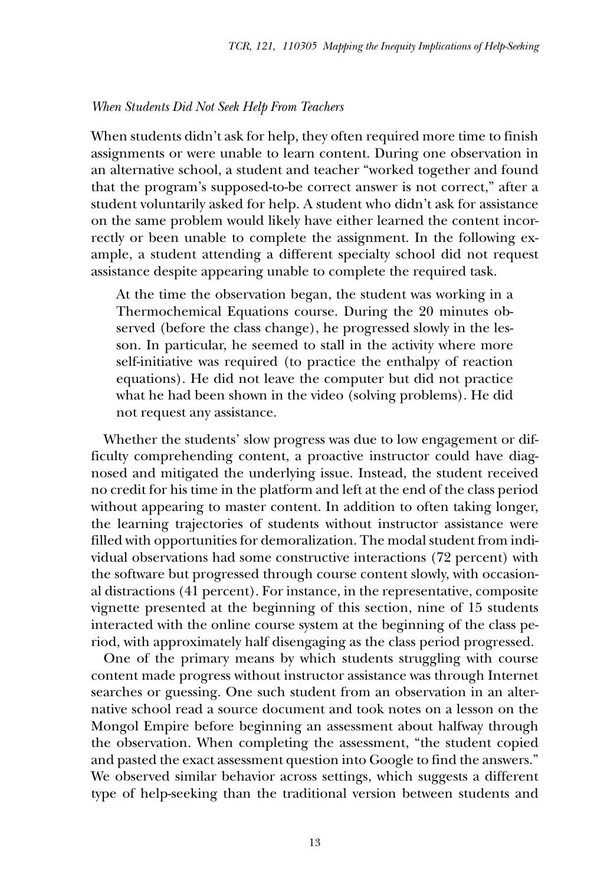*When Students Did Not Seek Help From Teachers*

When students didn't ask for help, they often required more time to finish assignments or were unable to learn content. During one observation in an alternative school, a student and teacher "worked together and found that the program's supposed-to-be correct answer is not correct," after a student voluntarily asked for help. A student who didn't ask for assistance on the same problem would likely have either learned the content incorrectly or been unable to complete the assignment. In the following example, a student attending a different specialty school did not request assistance despite appearing unable to complete the required task.

> At the time the observation began, the student was working in a Thermochemical Equations course. During the 20 minutes observed (before the class change), he progressed slowly in the lesson. In particular, he seemed to stall in the activity where more self-initiative was required (to practice the enthalpy of reaction equations). He did not leave the computer but did not practice what he had been shown in the video (solving problems). He did not request any assistance.

Whether the students' slow progress was due to low engagement or difficulty comprehending content, a proactive instructor could have diagnosed and mitigated the underlying issue. Instead, the student received no credit for his time in the platform and left at the end of the class period without appearing to master content. In addition to often taking longer, the learning trajectories of students without instructor assistance were filled with opportunities for demoralization. The modal student from individual observations had some constructive interactions (72 percent) with the software but progressed through course content slowly, with occasional distractions (41 percent). For instance, in the representative, composite vignette presented at the beginning of this section, nine of 15 students interacted with the online course system at the beginning of the class period, with approximately half disengaging as the class period progressed.

One of the primary means by which students struggling with course content made progress without instructor assistance was through Internet searches or guessing. One such student from an observation in an alternative school read a source document and took notes on a lesson on the Mongol Empire before beginning an assessment about halfway through the observation. When completing the assessment, "the student copied and pasted the exact assessment question into Google to find the answers." We observed similar behavior across settings, which suggests a different type of help-seeking than the traditional version between students and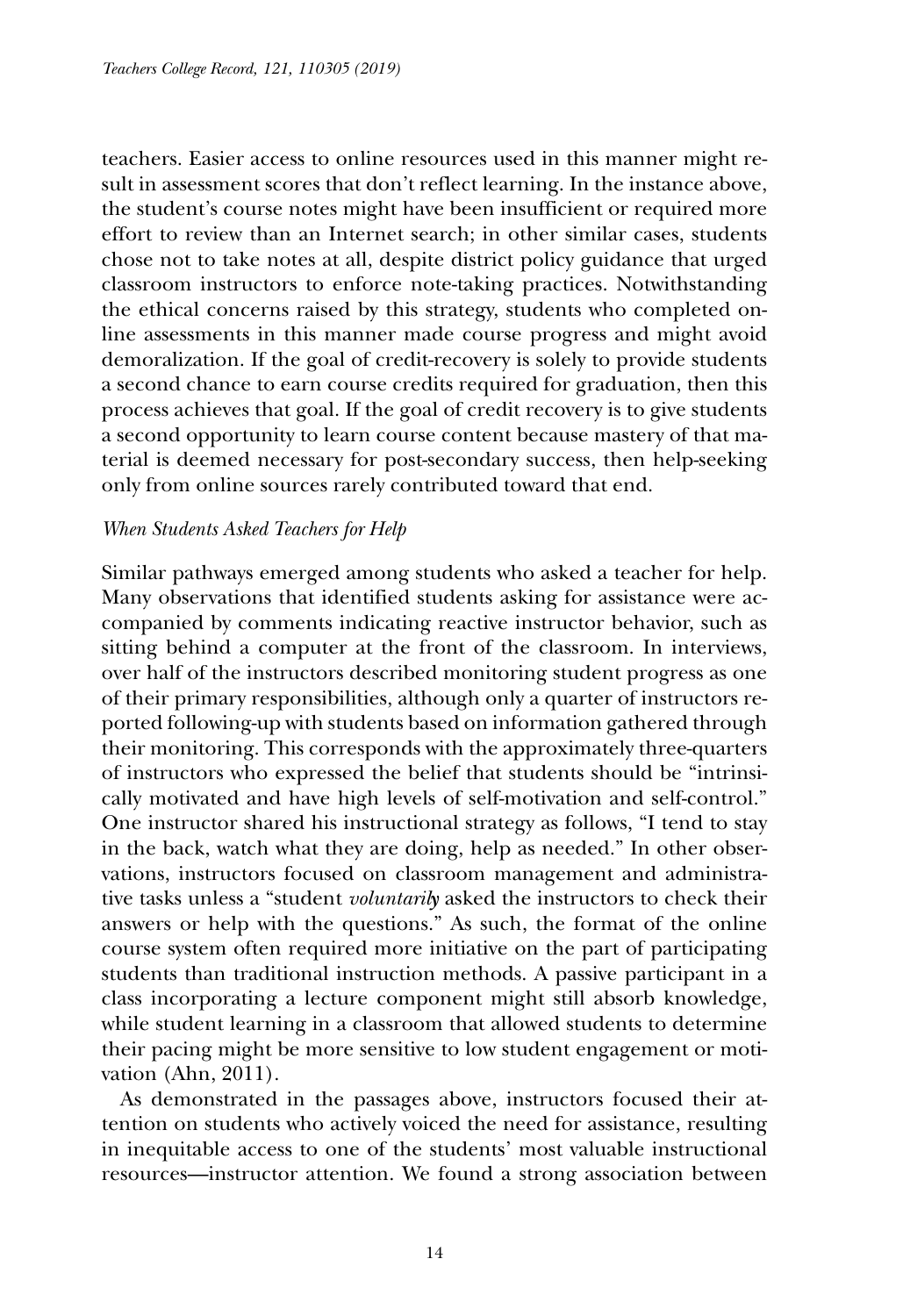teachers. Easier access to online resources used in this manner might result in assessment scores that don't reflect learning. In the instance above, the student's course notes might have been insufficient or required more effort to review than an Internet search; in other similar cases, students chose not to take notes at all, despite district policy guidance that urged classroom instructors to enforce note-taking practices. Notwithstanding the ethical concerns raised by this strategy, students who completed online assessments in this manner made course progress and might avoid demoralization. If the goal of credit-recovery is solely to provide students a second chance to earn course credits required for graduation, then this process achieves that goal. If the goal of credit recovery is to give students a second opportunity to learn course content because mastery of that material is deemed necessary for post-secondary success, then help-seeking only from online sources rarely contributed toward that end.

### *When Students Asked Teachers for Help*

Similar pathways emerged among students who asked a teacher for help. Many observations that identified students asking for assistance were accompanied by comments indicating reactive instructor behavior, such as sitting behind a computer at the front of the classroom. In interviews, over half of the instructors described monitoring student progress as one of their primary responsibilities, although only a quarter of instructors reported following-up with students based on information gathered through their monitoring. This corresponds with the approximately three-quarters of instructors who expressed the belief that students should be "intrinsically motivated and have high levels of self-motivation and self-control." One instructor shared his instructional strategy as follows, "I tend to stay in the back, watch what they are doing, help as needed." In other observations, instructors focused on classroom management and administrative tasks unless a "student *voluntarily* asked the instructors to check their answers or help with the questions." As such, the format of the online course system often required more initiative on the part of participating students than traditional instruction methods. A passive participant in a class incorporating a lecture component might still absorb knowledge, while student learning in a classroom that allowed students to determine their pacing might be more sensitive to low student engagement or motivation (Ahn, 2011).

As demonstrated in the passages above, instructors focused their attention on students who actively voiced the need for assistance, resulting in inequitable access to one of the students' most valuable instructional resources—instructor attention. We found a strong association between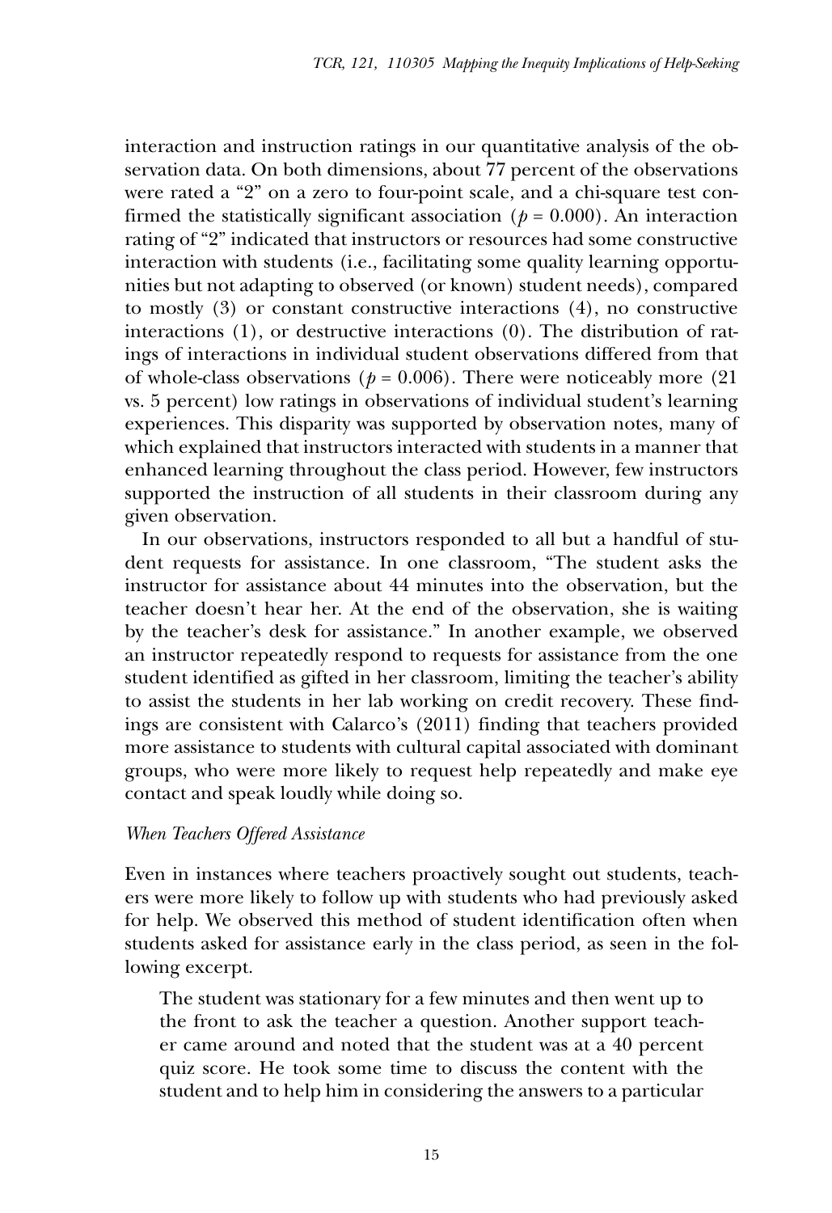interaction and instruction ratings in our quantitative analysis of the observation data. On both dimensions, about 77 percent of the observations were rated a "2" on a zero to four-point scale, and a chi-square test confirmed the statistically significant association ($p$ = 0.000). An interaction rating of "2" indicated that instructors or resources had some constructive interaction with students (i.e., facilitating some quality learning opportunities but not adapting to observed (or known) student needs), compared to mostly (3) or constant constructive interactions (4), no constructive interactions (1), or destructive interactions (0). The distribution of ratings of interactions in individual student observations differed from that of whole-class observations ($p$ = 0.006). There were noticeably more (21 vs. 5 percent) low ratings in observations of individual student's learning experiences. This disparity was supported by observation notes, many of which explained that instructors interacted with students in a manner that enhanced learning throughout the class period. However, few instructors supported the instruction of all students in their classroom during any given observation.

In our observations, instructors responded to all but a handful of student requests for assistance. In one classroom, "The student asks the instructor for assistance about 44 minutes into the observation, but the teacher doesn't hear her. At the end of the observation, she is waiting by the teacher's desk for assistance." In another example, we observed an instructor repeatedly respond to requests for assistance from the one student identified as gifted in her classroom, limiting the teacher's ability to assist the students in her lab working on credit recovery. These findings are consistent with Calarco's (2011) finding that teachers provided more assistance to students with cultural capital associated with dominant groups, who were more likely to request help repeatedly and make eye contact and speak loudly while doing so.

*When Teachers Offered Assistance*

Even in instances where teachers proactively sought out students, teachers were more likely to follow up with students who had previously asked for help. We observed this method of student identification often when students asked for assistance early in the class period, as seen in the following excerpt.

> The student was stationary for a few minutes and then went up to the front to ask the teacher a question. Another support teacher came around and noted that the student was at a 40 percent quiz score. He took some time to discuss the content with the student and to help him in considering the answers to a particular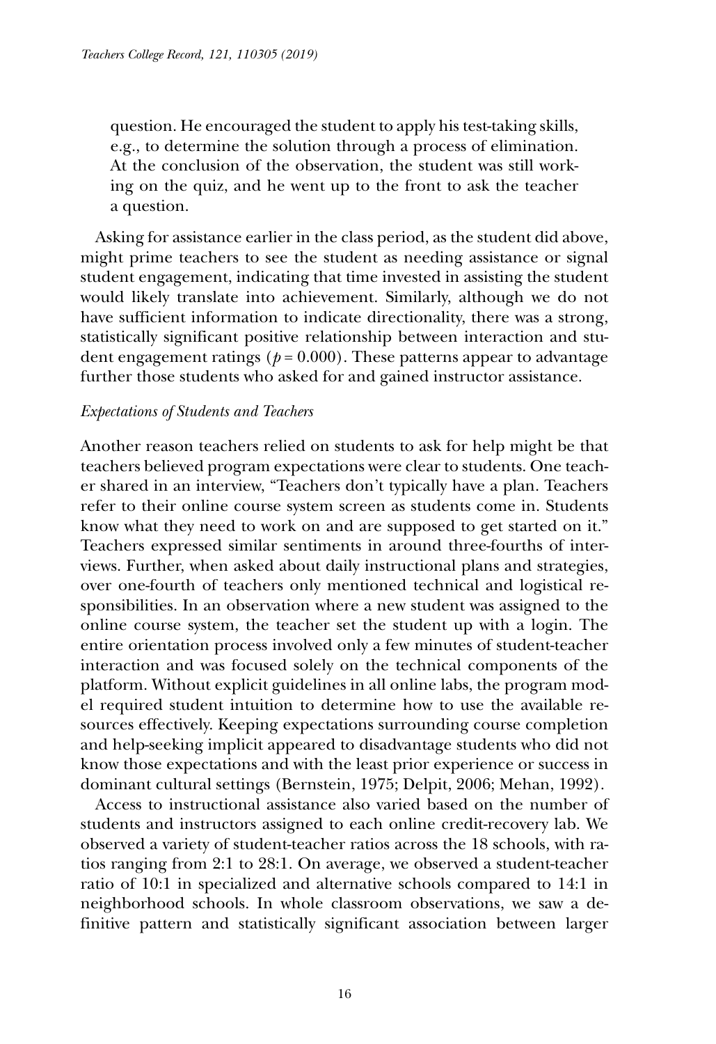> question. He encouraged the student to apply his test-taking skills, e.g., to determine the solution through a process of elimination. At the conclusion of the observation, the student was still working on the quiz, and he went up to the front to ask the teacher a question.

Asking for assistance earlier in the class period, as the student did above, might prime teachers to see the student as needing assistance or signal student engagement, indicating that time invested in assisting the student would likely translate into achievement. Similarly, although we do not have sufficient information to indicate directionality, there was a strong, statistically significant positive relationship between interaction and student engagement ratings ($p = 0.000$). These patterns appear to advantage further those students who asked for and gained instructor assistance.

### *Expectations of Students and Teachers*

Another reason teachers relied on students to ask for help might be that teachers believed program expectations were clear to students. One teacher shared in an interview, "Teachers don't typically have a plan. Teachers refer to their online course system screen as students come in. Students know what they need to work on and are supposed to get started on it." Teachers expressed similar sentiments in around three-fourths of interviews. Further, when asked about daily instructional plans and strategies, over one-fourth of teachers only mentioned technical and logistical responsibilities. In an observation where a new student was assigned to the online course system, the teacher set the student up with a login. The entire orientation process involved only a few minutes of student-teacher interaction and was focused solely on the technical components of the platform. Without explicit guidelines in all online labs, the program model required student intuition to determine how to use the available resources effectively. Keeping expectations surrounding course completion and help-seeking implicit appeared to disadvantage students who did not know those expectations and with the least prior experience or success in dominant cultural settings (Bernstein, 1975; Delpit, 2006; Mehan, 1992).

Access to instructional assistance also varied based on the number of students and instructors assigned to each online credit-recovery lab. We observed a variety of student-teacher ratios across the 18 schools, with ratios ranging from 2:1 to 28:1. On average, we observed a student-teacher ratio of 10:1 in specialized and alternative schools compared to 14:1 in neighborhood schools. In whole classroom observations, we saw a definitive pattern and statistically significant association between larger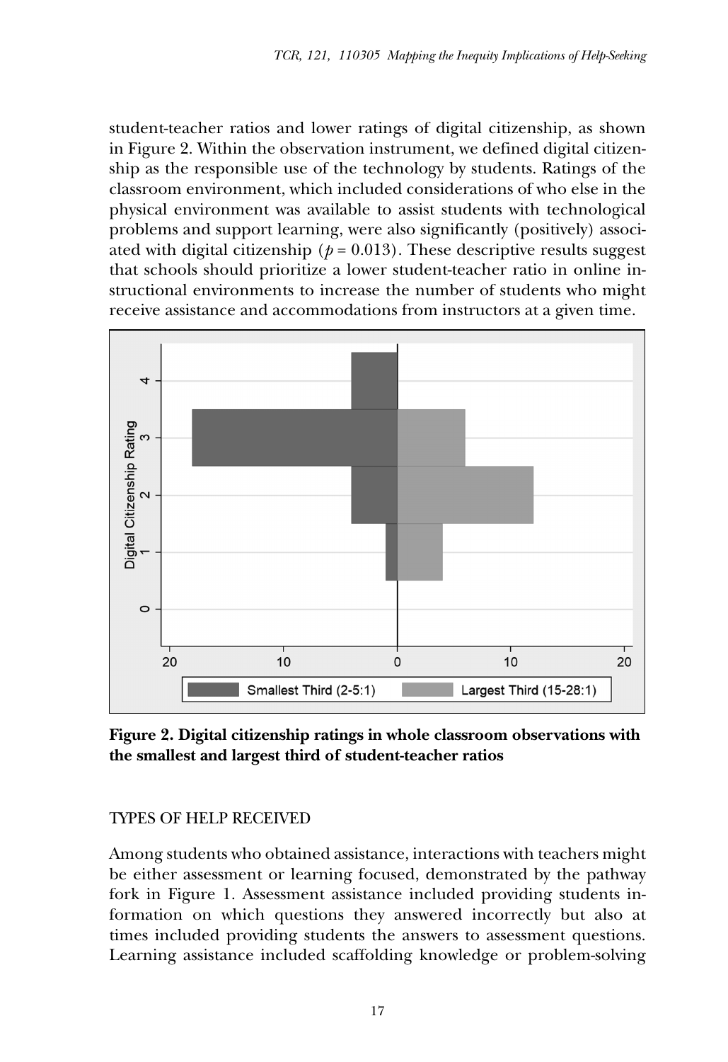student-teacher ratios and lower ratings of digital citizenship, as shown in Figure 2. Within the observation instrument, we defined digital citizenship as the responsible use of the technology by students. Ratings of the classroom environment, which included considerations of who else in the physical environment was available to assist students with technological problems and support learning, were also significantly (positively) associated with digital citizenship ($p = 0.013$). These descriptive results suggest that schools should prioritize a lower student-teacher ratio in online instructional environments to increase the number of students who might receive assistance and accommodations from instructors at a given time.

**Figure 2. Digital citizenship ratings in whole classroom observations with the smallest and largest third of student-teacher ratios**

TYPES OF HELP RECEIVED

Among students who obtained assistance, interactions with teachers might be either assessment or learning focused, demonstrated by the pathway fork in Figure 1. Assessment assistance included providing students information on which questions they answered incorrectly but also at times included providing students the answers to assessment questions. Learning assistance included scaffolding knowledge or problem-solving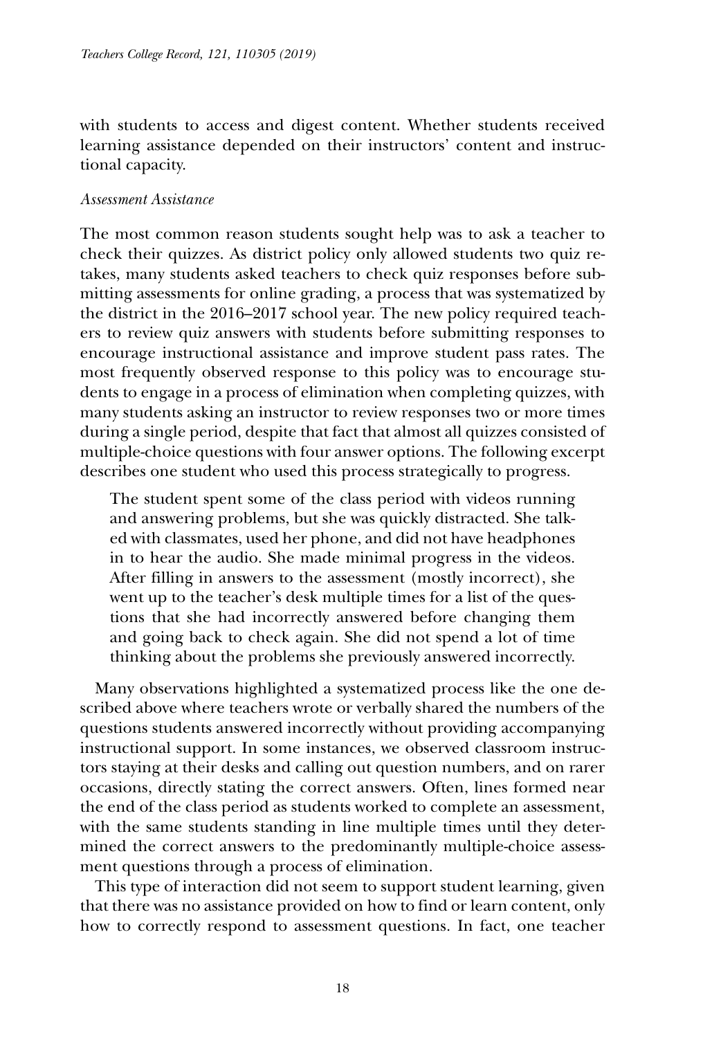with students to access and digest content. Whether students received learning assistance depended on their instructors' content and instructional capacity.

*Assessment Assistance*

The most common reason students sought help was to ask a teacher to check their quizzes. As district policy only allowed students two quiz retakes, many students asked teachers to check quiz responses before submitting assessments for online grading, a process that was systematized by the district in the 2016–2017 school year. The new policy required teachers to review quiz answers with students before submitting responses to encourage instructional assistance and improve student pass rates. The most frequently observed response to this policy was to encourage students to engage in a process of elimination when completing quizzes, with many students asking an instructor to review responses two or more times during a single period, despite that fact that almost all quizzes consisted of multiple-choice questions with four answer options. The following excerpt describes one student who used this process strategically to progress.

> The student spent some of the class period with videos running and answering problems, but she was quickly distracted. She talked with classmates, used her phone, and did not have headphones in to hear the audio. She made minimal progress in the videos. After filling in answers to the assessment (mostly incorrect), she went up to the teacher's desk multiple times for a list of the questions that she had incorrectly answered before changing them and going back to check again. She did not spend a lot of time thinking about the problems she previously answered incorrectly.

Many observations highlighted a systematized process like the one described above where teachers wrote or verbally shared the numbers of the questions students answered incorrectly without providing accompanying instructional support. In some instances, we observed classroom instructors staying at their desks and calling out question numbers, and on rarer occasions, directly stating the correct answers. Often, lines formed near the end of the class period as students worked to complete an assessment, with the same students standing in line multiple times until they determined the correct answers to the predominantly multiple-choice assessment questions through a process of elimination.

This type of interaction did not seem to support student learning, given that there was no assistance provided on how to find or learn content, only how to correctly respond to assessment questions. In fact, one teacher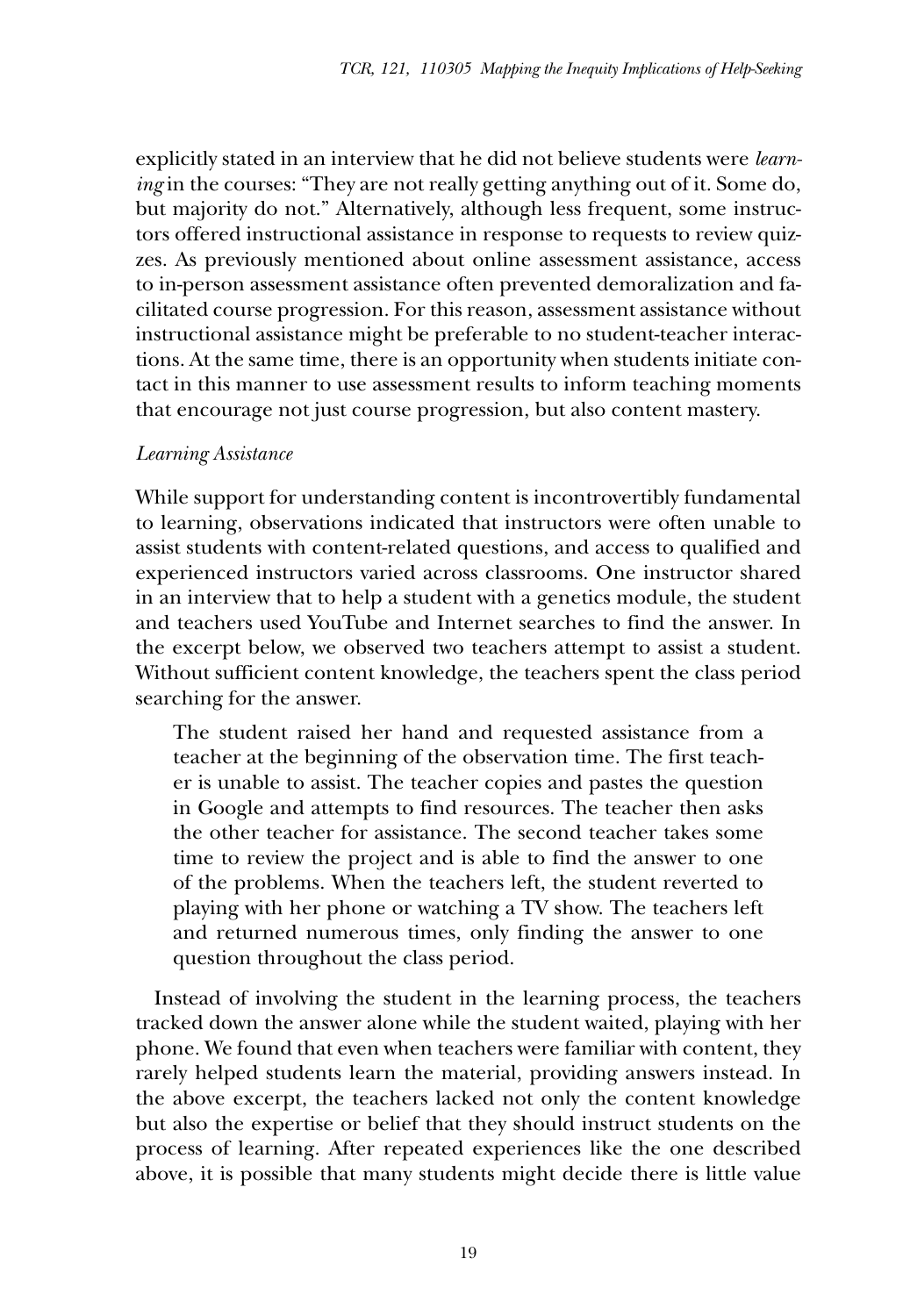explicitly stated in an interview that he did not believe students were *learning* in the courses: "They are not really getting anything out of it. Some do, but majority do not." Alternatively, although less frequent, some instructors offered instructional assistance in response to requests to review quizzes. As previously mentioned about online assessment assistance, access to in-person assessment assistance often prevented demoralization and facilitated course progression. For this reason, assessment assistance without instructional assistance might be preferable to no student-teacher interactions. At the same time, there is an opportunity when students initiate contact in this manner to use assessment results to inform teaching moments that encourage not just course progression, but also content mastery.

*Learning Assistance*

While support for understanding content is incontrovertibly fundamental to learning, observations indicated that instructors were often unable to assist students with content-related questions, and access to qualified and experienced instructors varied across classrooms. One instructor shared in an interview that to help a student with a genetics module, the student and teachers used YouTube and Internet searches to find the answer. In the excerpt below, we observed two teachers attempt to assist a student. Without sufficient content knowledge, the teachers spent the class period searching for the answer.

> The student raised her hand and requested assistance from a teacher at the beginning of the observation time. The first teacher is unable to assist. The teacher copies and pastes the question in Google and attempts to find resources. The teacher then asks the other teacher for assistance. The second teacher takes some time to review the project and is able to find the answer to one of the problems. When the teachers left, the student reverted to playing with her phone or watching a TV show. The teachers left and returned numerous times, only finding the answer to one question throughout the class period.

Instead of involving the student in the learning process, the teachers tracked down the answer alone while the student waited, playing with her phone. We found that even when teachers were familiar with content, they rarely helped students learn the material, providing answers instead. In the above excerpt, the teachers lacked not only the content knowledge but also the expertise or belief that they should instruct students on the process of learning. After repeated experiences like the one described above, it is possible that many students might decide there is little value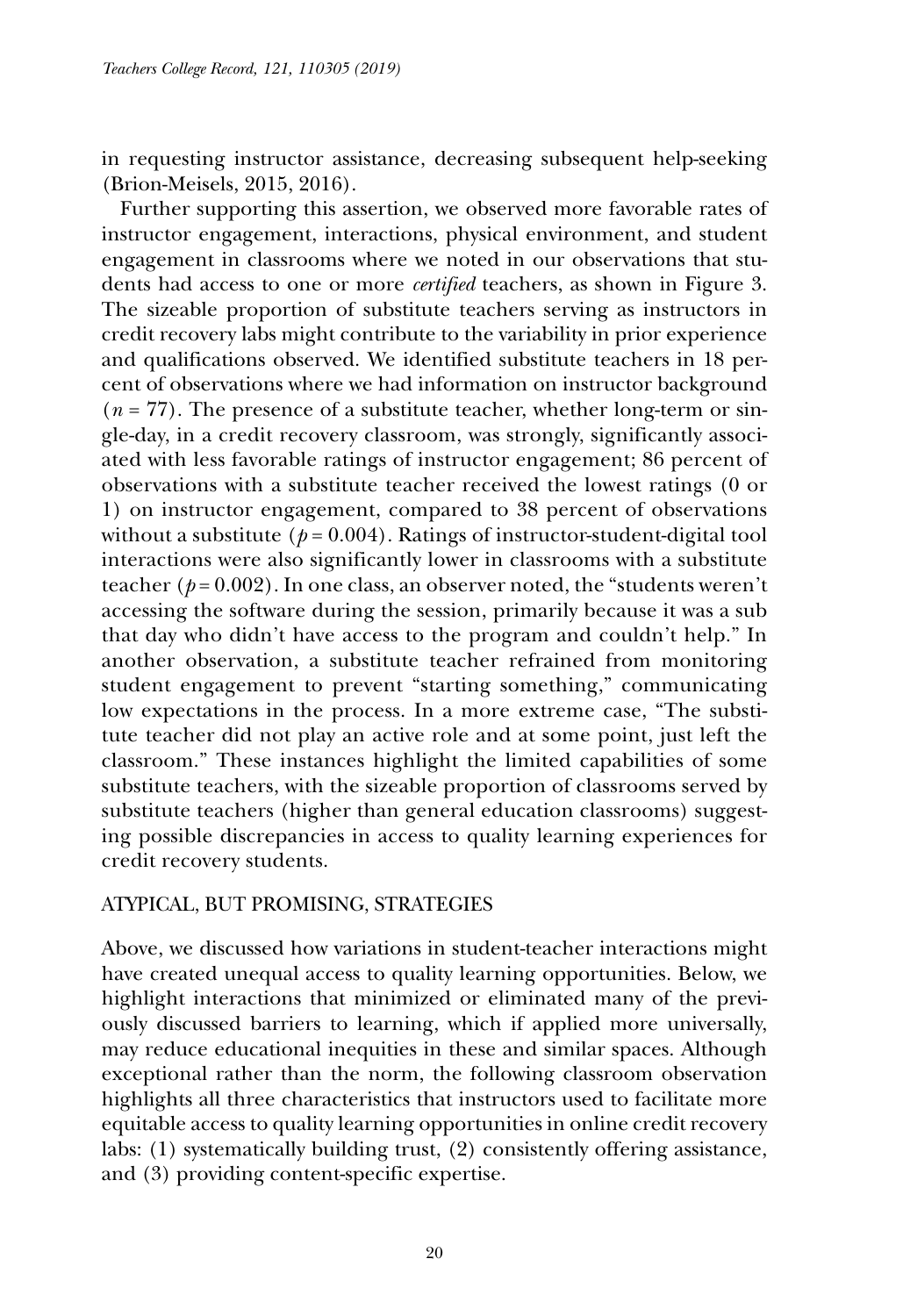in requesting instructor assistance, decreasing subsequent help-seeking (Brion-Meisels, 2015, 2016).

Further supporting this assertion, we observed more favorable rates of instructor engagement, interactions, physical environment, and student engagement in classrooms where we noted in our observations that students had access to one or more *certified* teachers, as shown in Figure 3. The sizeable proportion of substitute teachers serving as instructors in credit recovery labs might contribute to the variability in prior experience and qualifications observed. We identified substitute teachers in 18 percent of observations where we had information on instructor background ($n = 77$). The presence of a substitute teacher, whether long-term or single-day, in a credit recovery classroom, was strongly, significantly associated with less favorable ratings of instructor engagement; 86 percent of observations with a substitute teacher received the lowest ratings (0 or 1) on instructor engagement, compared to 38 percent of observations without a substitute ($p = 0.004$). Ratings of instructor-student-digital tool interactions were also significantly lower in classrooms with a substitute teacher ($p = 0.002$). In one class, an observer noted, the "students weren't accessing the software during the session, primarily because it was a sub that day who didn't have access to the program and couldn't help." In another observation, a substitute teacher refrained from monitoring student engagement to prevent "starting something," communicating low expectations in the process. In a more extreme case, "The substitute teacher did not play an active role and at some point, just left the classroom." These instances highlight the limited capabilities of some substitute teachers, with the sizeable proportion of classrooms served by substitute teachers (higher than general education classrooms) suggesting possible discrepancies in access to quality learning experiences for credit recovery students.

## ATYPICAL, BUT PROMISING, STRATEGIES

Above, we discussed how variations in student-teacher interactions might have created unequal access to quality learning opportunities. Below, we highlight interactions that minimized or eliminated many of the previously discussed barriers to learning, which if applied more universally, may reduce educational inequities in these and similar spaces. Although exceptional rather than the norm, the following classroom observation highlights all three characteristics that instructors used to facilitate more equitable access to quality learning opportunities in online credit recovery labs: (1) systematically building trust, (2) consistently offering assistance, and (3) providing content-specific expertise.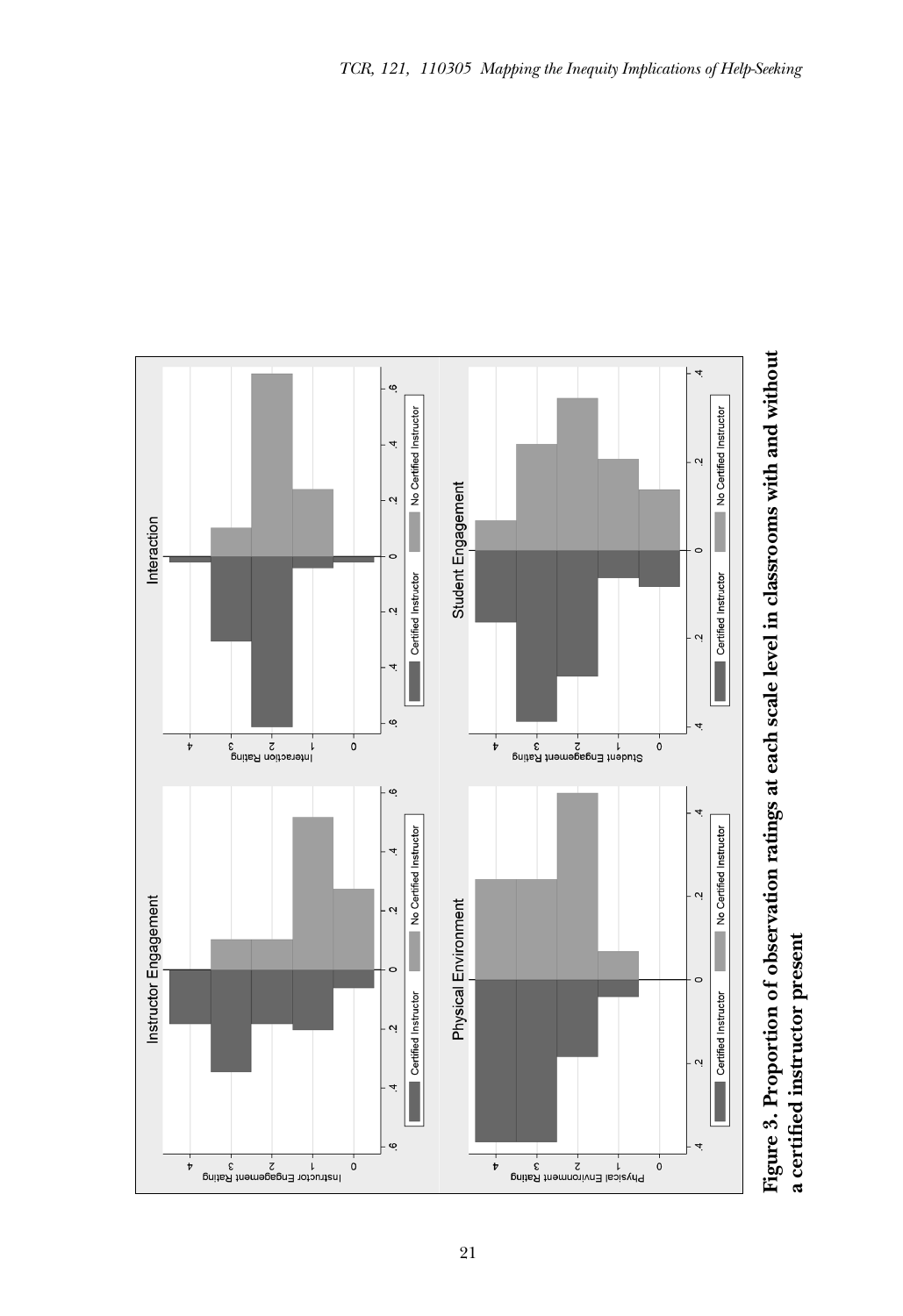**Figure 3. Proportion of observation ratings at each scale level in classrooms with and without a certified instructor present**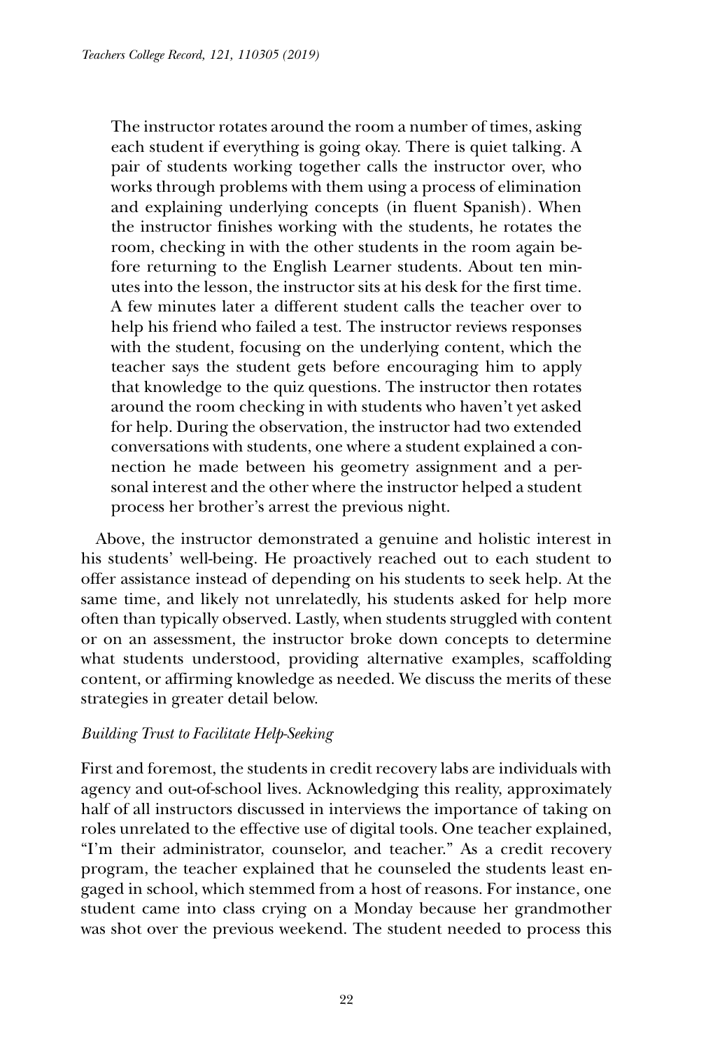> The instructor rotates around the room a number of times, asking each student if everything is going okay. There is quiet talking. A pair of students working together calls the instructor over, who works through problems with them using a process of elimination and explaining underlying concepts (in fluent Spanish). When the instructor finishes working with the students, he rotates the room, checking in with the other students in the room again before returning to the English Learner students. About ten minutes into the lesson, the instructor sits at his desk for the first time. A few minutes later a different student calls the teacher over to help his friend who failed a test. The instructor reviews responses with the student, focusing on the underlying content, which the teacher says the student gets before encouraging him to apply that knowledge to the quiz questions. The instructor then rotates around the room checking in with students who haven't yet asked for help. During the observation, the instructor had two extended conversations with students, one where a student explained a connection he made between his geometry assignment and a personal interest and the other where the instructor helped a student process her brother's arrest the previous night.

Above, the instructor demonstrated a genuine and holistic interest in his students' well-being. He proactively reached out to each student to offer assistance instead of depending on his students to seek help. At the same time, and likely not unrelatedly, his students asked for help more often than typically observed. Lastly, when students struggled with content or on an assessment, the instructor broke down concepts to determine what students understood, providing alternative examples, scaffolding content, or affirming knowledge as needed. We discuss the merits of these strategies in greater detail below.

### *Building Trust to Facilitate Help-Seeking*

First and foremost, the students in credit recovery labs are individuals with agency and out-of-school lives. Acknowledging this reality, approximately half of all instructors discussed in interviews the importance of taking on roles unrelated to the effective use of digital tools. One teacher explained, "I'm their administrator, counselor, and teacher." As a credit recovery program, the teacher explained that he counseled the students least engaged in school, which stemmed from a host of reasons. For instance, one student came into class crying on a Monday because her grandmother was shot over the previous weekend. The student needed to process this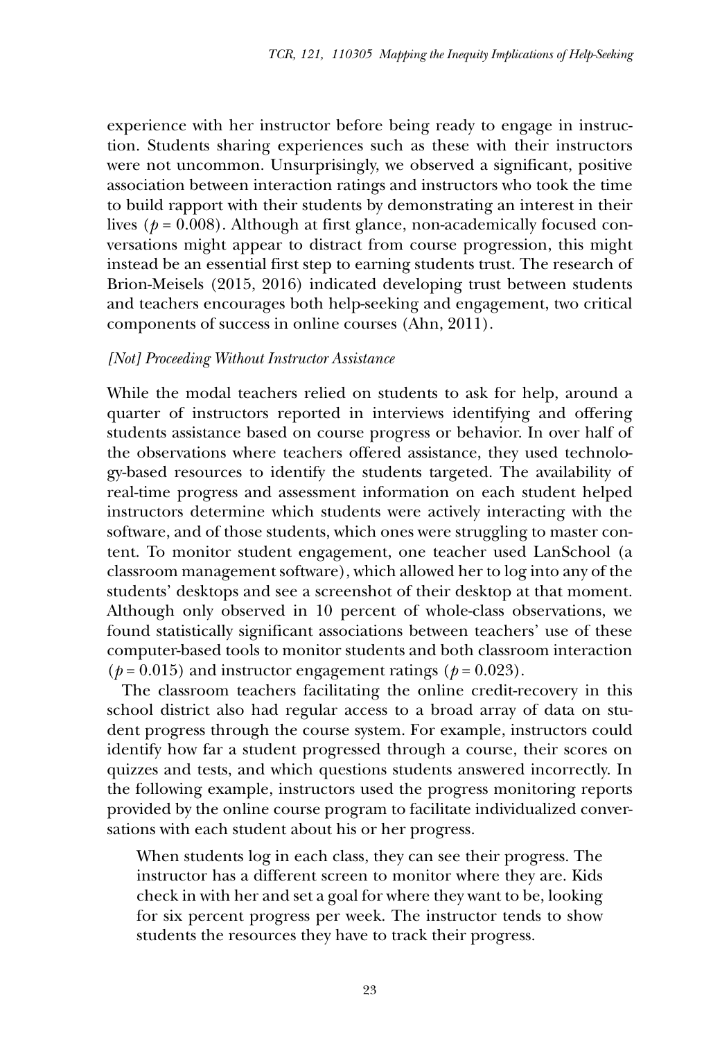experience with her instructor before being ready to engage in instruction. Students sharing experiences such as these with their instructors were not uncommon. Unsurprisingly, we observed a significant, positive association between interaction ratings and instructors who took the time to build rapport with their students by demonstrating an interest in their lives ($p = 0.008$). Although at first glance, non-academically focused conversations might appear to distract from course progression, this might instead be an essential first step to earning students trust. The research of Brion-Meisels (2015, 2016) indicated developing trust between students and teachers encourages both help-seeking and engagement, two critical components of success in online courses (Ahn, 2011).

### *[Not] Proceeding Without Instructor Assistance*

While the modal teachers relied on students to ask for help, around a quarter of instructors reported in interviews identifying and offering students assistance based on course progress or behavior. In over half of the observations where teachers offered assistance, they used technology-based resources to identify the students targeted. The availability of real-time progress and assessment information on each student helped instructors determine which students were actively interacting with the software, and of those students, which ones were struggling to master content. To monitor student engagement, one teacher used LanSchool (a classroom management software), which allowed her to log into any of the students' desktops and see a screenshot of their desktop at that moment. Although only observed in 10 percent of whole-class observations, we found statistically significant associations between teachers' use of these computer-based tools to monitor students and both classroom interaction ($p = 0.015$) and instructor engagement ratings ($p = 0.023$).

The classroom teachers facilitating the online credit-recovery in this school district also had regular access to a broad array of data on student progress through the course system. For example, instructors could identify how far a student progressed through a course, their scores on quizzes and tests, and which questions students answered incorrectly. In the following example, instructors used the progress monitoring reports provided by the online course program to facilitate individualized conversations with each student about his or her progress.

> When students log in each class, they can see their progress. The instructor has a different screen to monitor where they are. Kids check in with her and set a goal for where they want to be, looking for six percent progress per week. The instructor tends to show students the resources they have to track their progress.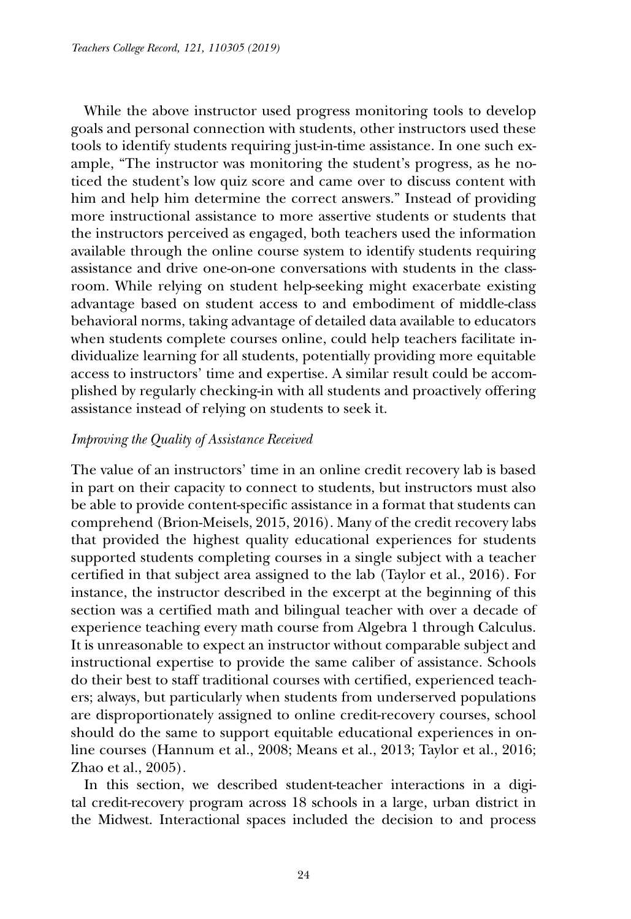While the above instructor used progress monitoring tools to develop goals and personal connection with students, other instructors used these tools to identify students requiring just-in-time assistance. In one such example, "The instructor was monitoring the student's progress, as he noticed the student's low quiz score and came over to discuss content with him and help him determine the correct answers." Instead of providing more instructional assistance to more assertive students or students that the instructors perceived as engaged, both teachers used the information available through the online course system to identify students requiring assistance and drive one-on-one conversations with students in the classroom. While relying on student help-seeking might exacerbate existing advantage based on student access to and embodiment of middle-class behavioral norms, taking advantage of detailed data available to educators when students complete courses online, could help teachers facilitate individualize learning for all students, potentially providing more equitable access to instructors' time and expertise. A similar result could be accomplished by regularly checking-in with all students and proactively offering assistance instead of relying on students to seek it.

### *Improving the Quality of Assistance Received*

The value of an instructors' time in an online credit recovery lab is based in part on their capacity to connect to students, but instructors must also be able to provide content-specific assistance in a format that students can comprehend (Brion-Meisels, 2015, 2016). Many of the credit recovery labs that provided the highest quality educational experiences for students supported students completing courses in a single subject with a teacher certified in that subject area assigned to the lab (Taylor et al., 2016). For instance, the instructor described in the excerpt at the beginning of this section was a certified math and bilingual teacher with over a decade of experience teaching every math course from Algebra 1 through Calculus. It is unreasonable to expect an instructor without comparable subject and instructional expertise to provide the same caliber of assistance. Schools do their best to staff traditional courses with certified, experienced teachers; always, but particularly when students from underserved populations are disproportionately assigned to online credit-recovery courses, school should do the same to support equitable educational experiences in online courses (Hannum et al., 2008; Means et al., 2013; Taylor et al., 2016; Zhao et al., 2005).

In this section, we described student-teacher interactions in a digital credit-recovery program across 18 schools in a large, urban district in the Midwest. Interactional spaces included the decision to and process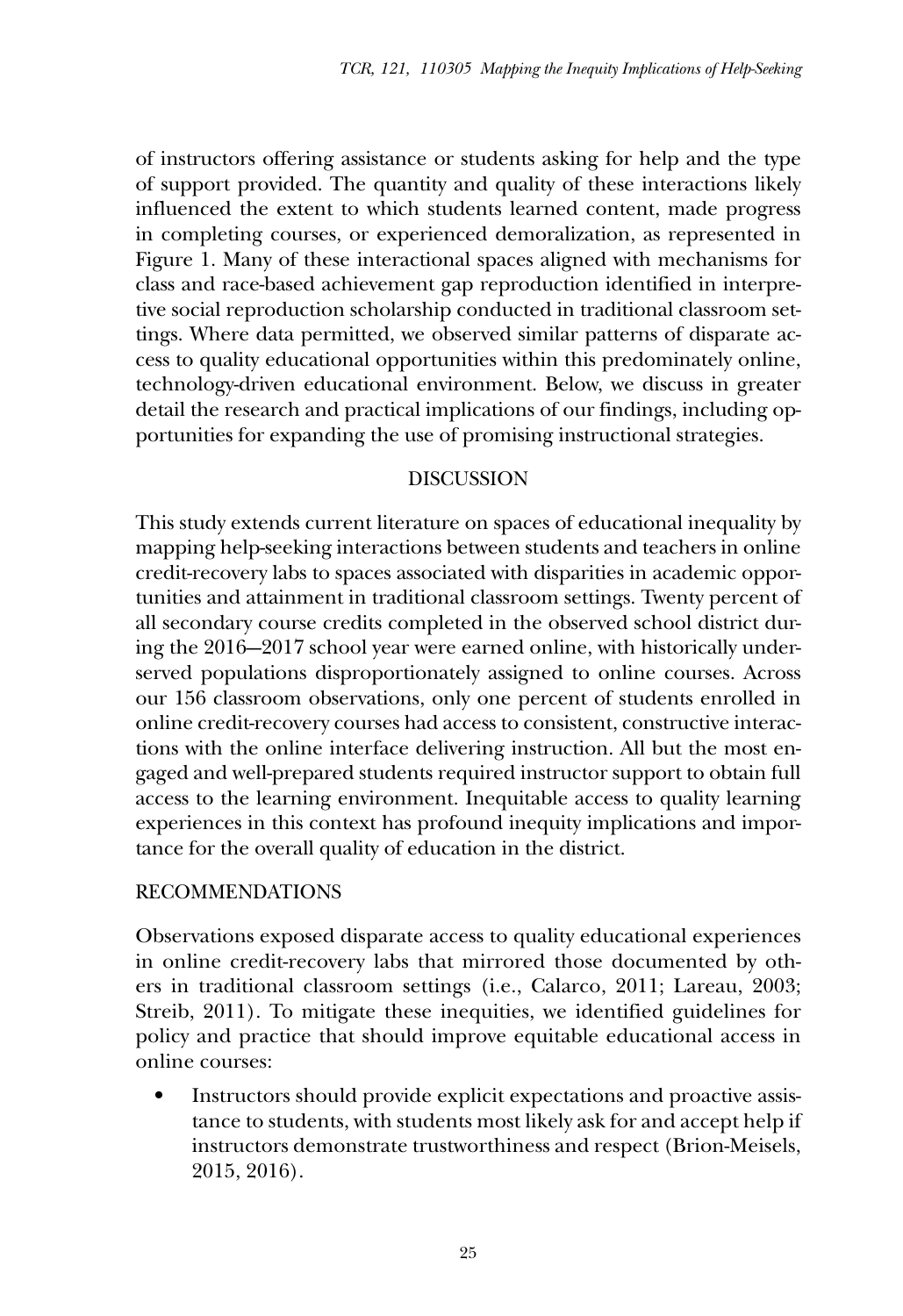of instructors offering assistance or students asking for help and the type of support provided. The quantity and quality of these interactions likely influenced the extent to which students learned content, made progress in completing courses, or experienced demoralization, as represented in Figure 1. Many of these interactional spaces aligned with mechanisms for class and race-based achievement gap reproduction identified in interpretive social reproduction scholarship conducted in traditional classroom settings. Where data permitted, we observed similar patterns of disparate access to quality educational opportunities within this predominately online, technology-driven educational environment. Below, we discuss in greater detail the research and practical implications of our findings, including opportunities for expanding the use of promising instructional strategies.

## DISCUSSION

This study extends current literature on spaces of educational inequality by mapping help-seeking interactions between students and teachers in online credit-recovery labs to spaces associated with disparities in academic opportunities and attainment in traditional classroom settings. Twenty percent of all secondary course credits completed in the observed school district during the 2016—2017 school year were earned online, with historically underserved populations disproportionately assigned to online courses. Across our 156 classroom observations, only one percent of students enrolled in online credit-recovery courses had access to consistent, constructive interactions with the online interface delivering instruction. All but the most engaged and well-prepared students required instructor support to obtain full access to the learning environment. Inequitable access to quality learning experiences in this context has profound inequity implications and importance for the overall quality of education in the district.

## RECOMMENDATIONS

Observations exposed disparate access to quality educational experiences in online credit-recovery labs that mirrored those documented by others in traditional classroom settings (i.e., Calarco, 2011; Lareau, 2003; Streib, 2011). To mitigate these inequities, we identified guidelines for policy and practice that should improve equitable educational access in online courses:

- Instructors should provide explicit expectations and proactive assistance to students, with students most likely ask for and accept help if instructors demonstrate trustworthiness and respect (Brion-Meisels, 2015, 2016).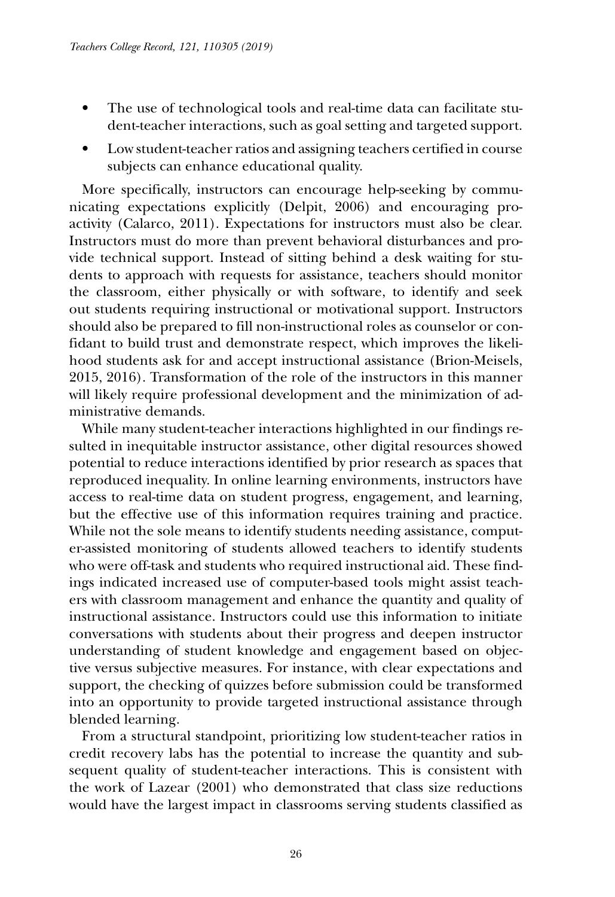- The use of technological tools and real-time data can facilitate student-teacher interactions, such as goal setting and targeted support.
- Low student-teacher ratios and assigning teachers certified in course subjects can enhance educational quality.

More specifically, instructors can encourage help-seeking by communicating expectations explicitly (Delpit, 2006) and encouraging proactivity (Calarco, 2011). Expectations for instructors must also be clear. Instructors must do more than prevent behavioral disturbances and provide technical support. Instead of sitting behind a desk waiting for students to approach with requests for assistance, teachers should monitor the classroom, either physically or with software, to identify and seek out students requiring instructional or motivational support. Instructors should also be prepared to fill non-instructional roles as counselor or confidant to build trust and demonstrate respect, which improves the likelihood students ask for and accept instructional assistance (Brion-Meisels, 2015, 2016). Transformation of the role of the instructors in this manner will likely require professional development and the minimization of administrative demands.

While many student-teacher interactions highlighted in our findings resulted in inequitable instructor assistance, other digital resources showed potential to reduce interactions identified by prior research as spaces that reproduced inequality. In online learning environments, instructors have access to real-time data on student progress, engagement, and learning, but the effective use of this information requires training and practice. While not the sole means to identify students needing assistance, computer-assisted monitoring of students allowed teachers to identify students who were off-task and students who required instructional aid. These findings indicated increased use of computer-based tools might assist teachers with classroom management and enhance the quantity and quality of instructional assistance. Instructors could use this information to initiate conversations with students about their progress and deepen instructor understanding of student knowledge and engagement based on objective versus subjective measures. For instance, with clear expectations and support, the checking of quizzes before submission could be transformed into an opportunity to provide targeted instructional assistance through blended learning.

From a structural standpoint, prioritizing low student-teacher ratios in credit recovery labs has the potential to increase the quantity and subsequent quality of student-teacher interactions. This is consistent with the work of Lazear (2001) who demonstrated that class size reductions would have the largest impact in classrooms serving students classified as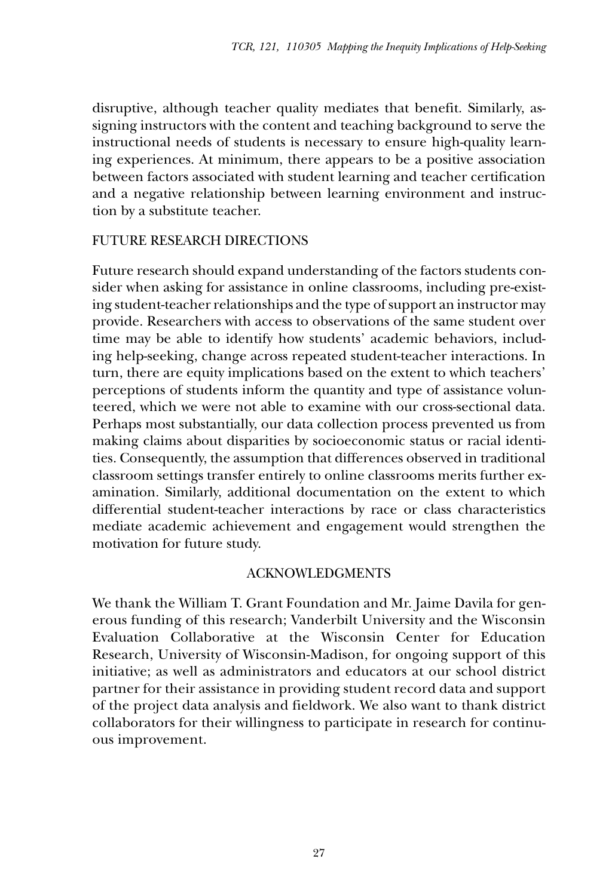disruptive, although teacher quality mediates that benefit. Similarly, assigning instructors with the content and teaching background to serve the instructional needs of students is necessary to ensure high-quality learning experiences. At minimum, there appears to be a positive association between factors associated with student learning and teacher certification and a negative relationship between learning environment and instruction by a substitute teacher.

## FUTURE RESEARCH DIRECTIONS

Future research should expand understanding of the factors students consider when asking for assistance in online classrooms, including pre-existing student-teacher relationships and the type of support an instructor may provide. Researchers with access to observations of the same student over time may be able to identify how students' academic behaviors, including help-seeking, change across repeated student-teacher interactions. In turn, there are equity implications based on the extent to which teachers' perceptions of students inform the quantity and type of assistance volunteered, which we were not able to examine with our cross-sectional data. Perhaps most substantially, our data collection process prevented us from making claims about disparities by socioeconomic status or racial identities. Consequently, the assumption that differences observed in traditional classroom settings transfer entirely to online classrooms merits further examination. Similarly, additional documentation on the extent to which differential student-teacher interactions by race or class characteristics mediate academic achievement and engagement would strengthen the motivation for future study.

## ACKNOWLEDGMENTS

We thank the William T. Grant Foundation and Mr. Jaime Davila for generous funding of this research; Vanderbilt University and the Wisconsin Evaluation Collaborative at the Wisconsin Center for Education Research, University of Wisconsin-Madison, for ongoing support of this initiative; as well as administrators and educators at our school district partner for their assistance in providing student record data and support of the project data analysis and fieldwork. We also want to thank district collaborators for their willingness to participate in research for continuous improvement.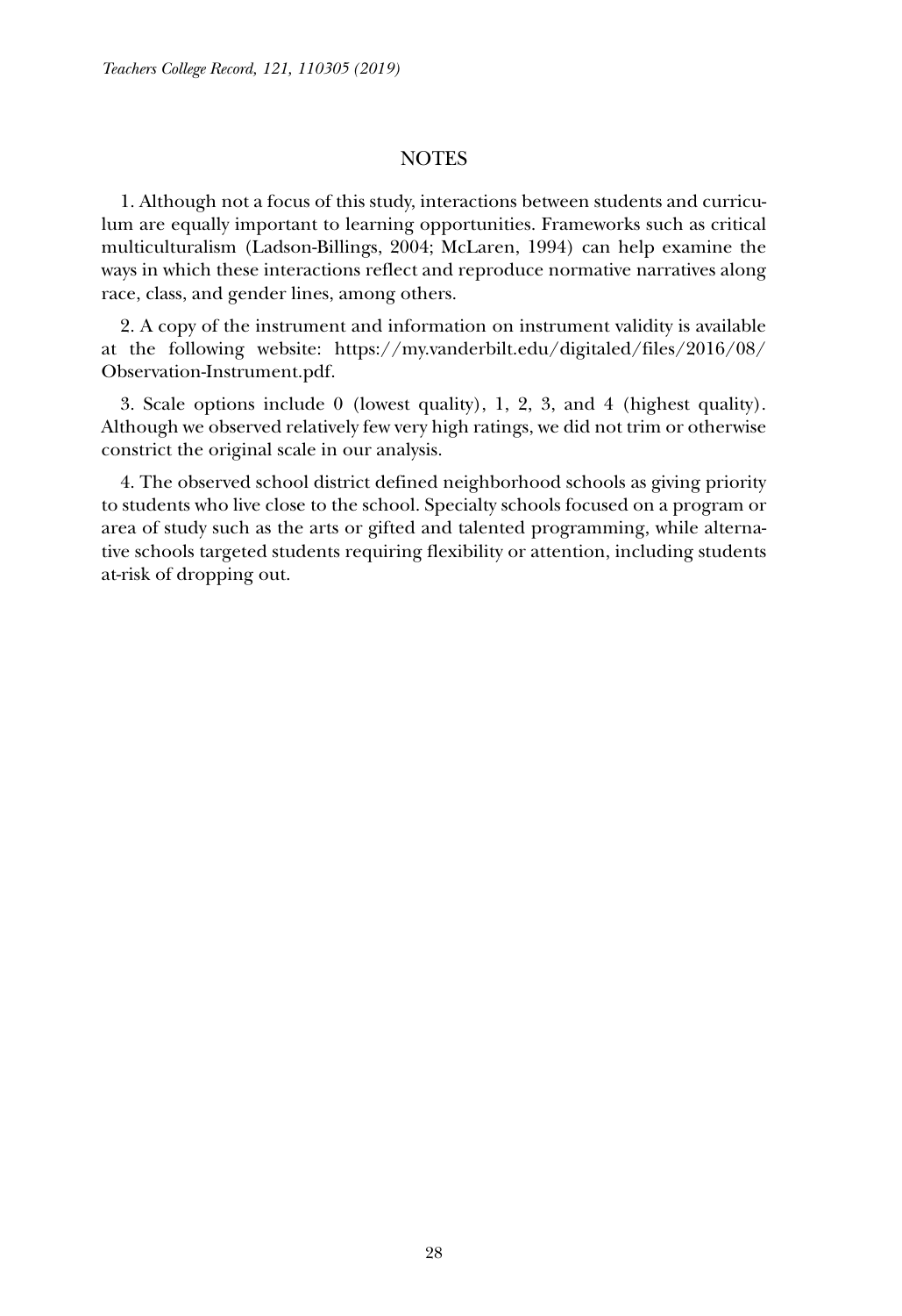## NOTES

1. Although not a focus of this study, interactions between students and curriculum are equally important to learning opportunities. Frameworks such as critical multiculturalism (Ladson-Billings, 2004; McLaren, 1994) can help examine the ways in which these interactions reflect and reproduce normative narratives along race, class, and gender lines, among others.

2. A copy of the instrument and information on instrument validity is available at the following website: https://my.vanderbilt.edu/digitaled/files/2016/08/Observation-Instrument.pdf.

3. Scale options include 0 (lowest quality), 1, 2, 3, and 4 (highest quality). Although we observed relatively few very high ratings, we did not trim or otherwise constrict the original scale in our analysis.

4. The observed school district defined neighborhood schools as giving priority to students who live close to the school. Specialty schools focused on a program or area of study such as the arts or gifted and talented programming, while alternative schools targeted students requiring flexibility or attention, including students at-risk of dropping out.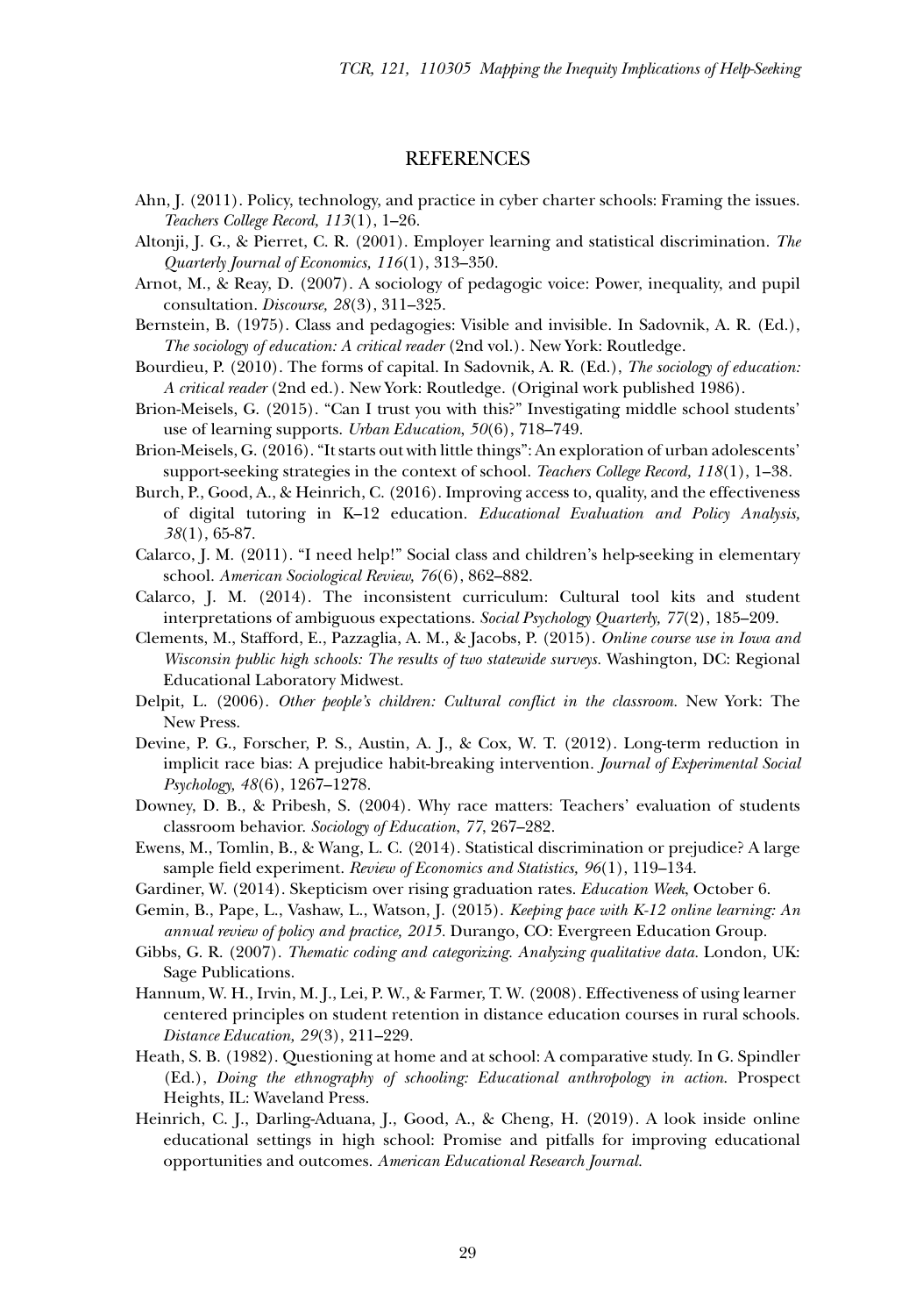## REFERENCES

Ahn, J. (2011). Policy, technology, and practice in cyber charter schools: Framing the issues. *Teachers College Record, 113*(1), 1–26.

Altonji, J. G., & Pierret, C. R. (2001). Employer learning and statistical discrimination. *The Quarterly Journal of Economics, 116*(1), 313–350.

Arnot, M., & Reay, D. (2007). A sociology of pedagogic voice: Power, inequality, and pupil consultation. *Discourse, 28*(3), 311–325.

Bernstein, B. (1975). Class and pedagogies: Visible and invisible. In Sadovnik, A. R. (Ed.), *The sociology of education: A critical reader* (2nd vol.). New York: Routledge.

Bourdieu, P. (2010). The forms of capital. In Sadovnik, A. R. (Ed.), *The sociology of education: A critical reader* (2nd ed.). New York: Routledge. (Original work published 1986).

Brion-Meisels, G. (2015). "Can I trust you with this?" Investigating middle school students' use of learning supports. *Urban Education, 50*(6), 718–749.

Brion-Meisels, G. (2016). "It starts out with little things": An exploration of urban adolescents' support-seeking strategies in the context of school. *Teachers College Record, 118*(1), 1–38.

Burch, P., Good, A., & Heinrich, C. (2016). Improving access to, quality, and the effectiveness of digital tutoring in K–12 education. *Educational Evaluation and Policy Analysis, 38*(1), 65-87.

Calarco, J. M. (2011). "I need help!" Social class and children's help-seeking in elementary school. *American Sociological Review, 76*(6), 862–882.

Calarco, J. M. (2014). The inconsistent curriculum: Cultural tool kits and student interpretations of ambiguous expectations. *Social Psychology Quarterly, 77*(2), 185–209.

Clements, M., Stafford, E., Pazzaglia, A. M., & Jacobs, P. (2015). *Online course use in Iowa and Wisconsin public high schools: The results of two statewide surveys.* Washington, DC: Regional Educational Laboratory Midwest.

Delpit, L. (2006). *Other people's children: Cultural conflict in the classroom.* New York: The New Press.

Devine, P. G., Forscher, P. S., Austin, A. J., & Cox, W. T. (2012). Long-term reduction in implicit race bias: A prejudice habit-breaking intervention. *Journal of Experimental Social Psychology, 48*(6), 1267–1278.

Downey, D. B., & Pribesh, S. (2004). Why race matters: Teachers' evaluation of students classroom behavior. *Sociology of Education, 77*, 267–282.

Ewens, M., Tomlin, B., & Wang, L. C. (2014). Statistical discrimination or prejudice? A large sample field experiment. *Review of Economics and Statistics, 96*(1), 119–134.

Gardiner, W. (2014). Skepticism over rising graduation rates. *Education Week*, October 6.

Gemin, B., Pape, L., Vashaw, L., Watson, J. (2015). *Keeping pace with K-12 online learning: An annual review of policy and practice, 2015.* Durango, CO: Evergreen Education Group.

Gibbs, G. R. (2007). *Thematic coding and categorizing. Analyzing qualitative data.* London, UK: Sage Publications.

Hannum, W. H., Irvin, M. J., Lei, P. W., & Farmer, T. W. (2008). Effectiveness of using learner centered principles on student retention in distance education courses in rural schools. *Distance Education, 29*(3), 211–229.

Heath, S. B. (1982). Questioning at home and at school: A comparative study. In G. Spindler (Ed.), *Doing the ethnography of schooling: Educational anthropology in action.* Prospect Heights, IL: Waveland Press.

Heinrich, C. J., Darling-Aduana, J., Good, A., & Cheng, H. (2019). A look inside online educational settings in high school: Promise and pitfalls for improving educational opportunities and outcomes. *American Educational Research Journal.*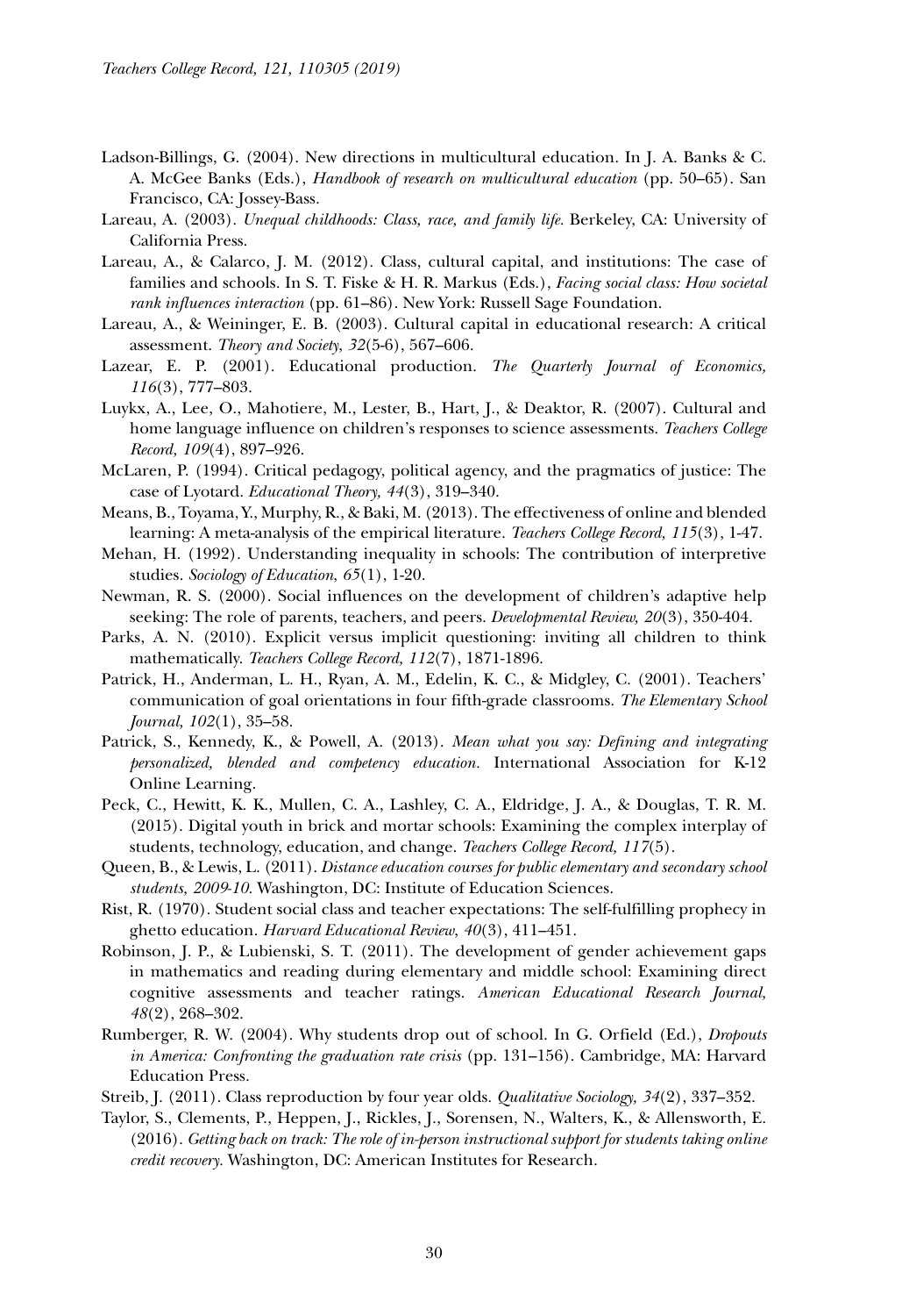Ladson-Billings, G. (2004). New directions in multicultural education. In J. A. Banks & C. A. McGee Banks (Eds.), *Handbook of research on multicultural education* (pp. 50–65). San Francisco, CA: Jossey-Bass.

Lareau, A. (2003). *Unequal childhoods: Class, race, and family life.* Berkeley, CA: University of California Press.

Lareau, A., & Calarco, J. M. (2012). Class, cultural capital, and institutions: The case of families and schools. In S. T. Fiske & H. R. Markus (Eds.), *Facing social class: How societal rank influences interaction* (pp. 61–86). New York: Russell Sage Foundation.

Lareau, A., & Weininger, E. B. (2003). Cultural capital in educational research: A critical assessment. *Theory and Society*, *32*(5-6), 567–606.

Lazear, E. P. (2001). Educational production. *The Quarterly Journal of Economics, 116*(3), 777–803.

Luykx, A., Lee, O., Mahotiere, M., Lester, B., Hart, J., & Deaktor, R. (2007). Cultural and home language influence on children's responses to science assessments. *Teachers College Record, 109*(4), 897–926.

McLaren, P. (1994). Critical pedagogy, political agency, and the pragmatics of justice: The case of Lyotard. *Educational Theory, 44*(3), 319–340.

Means, B., Toyama, Y., Murphy, R., & Baki, M. (2013). The effectiveness of online and blended learning: A meta-analysis of the empirical literature. *Teachers College Record, 115*(3), 1-47.

Mehan, H. (1992). Understanding inequality in schools: The contribution of interpretive studies. *Sociology of Education*, *65*(1), 1-20.

Newman, R. S. (2000). Social influences on the development of children's adaptive help seeking: The role of parents, teachers, and peers. *Developmental Review, 20*(3), 350-404.

Parks, A. N. (2010). Explicit versus implicit questioning: inviting all children to think mathematically. *Teachers College Record, 112*(7), 1871-1896.

Patrick, H., Anderman, L. H., Ryan, A. M., Edelin, K. C., & Midgley, C. (2001). Teachers' communication of goal orientations in four fifth-grade classrooms. *The Elementary School Journal, 102*(1), 35–58.

Patrick, S., Kennedy, K., & Powell, A. (2013). *Mean what you say: Defining and integrating personalized, blended and competency education.* International Association for K-12 Online Learning.

Peck, C., Hewitt, K. K., Mullen, C. A., Lashley, C. A., Eldridge, J. A., & Douglas, T. R. M. (2015). Digital youth in brick and mortar schools: Examining the complex interplay of students, technology, education, and change. *Teachers College Record, 117*(5).

Queen, B., & Lewis, L. (2011). *Distance education courses for public elementary and secondary school students, 2009-10.* Washington, DC: Institute of Education Sciences.

Rist, R. (1970). Student social class and teacher expectations: The self-fulfilling prophecy in ghetto education. *Harvard Educational Review*, *40*(3), 411–451.

Robinson, J. P., & Lubienski, S. T. (2011). The development of gender achievement gaps in mathematics and reading during elementary and middle school: Examining direct cognitive assessments and teacher ratings. *American Educational Research Journal, 48*(2), 268–302.

Rumberger, R. W. (2004). Why students drop out of school. In G. Orfield (Ed.), *Dropouts in America: Confronting the graduation rate crisis* (pp. 131–156). Cambridge, MA: Harvard Education Press.

Streib, J. (2011). Class reproduction by four year olds. *Qualitative Sociology, 34*(2), 337–352.

Taylor, S., Clements, P., Heppen, J., Rickles, J., Sorensen, N., Walters, K., & Allensworth, E. (2016). *Getting back on track: The role of in-person instructional support for students taking online credit recovery.* Washington, DC: American Institutes for Research.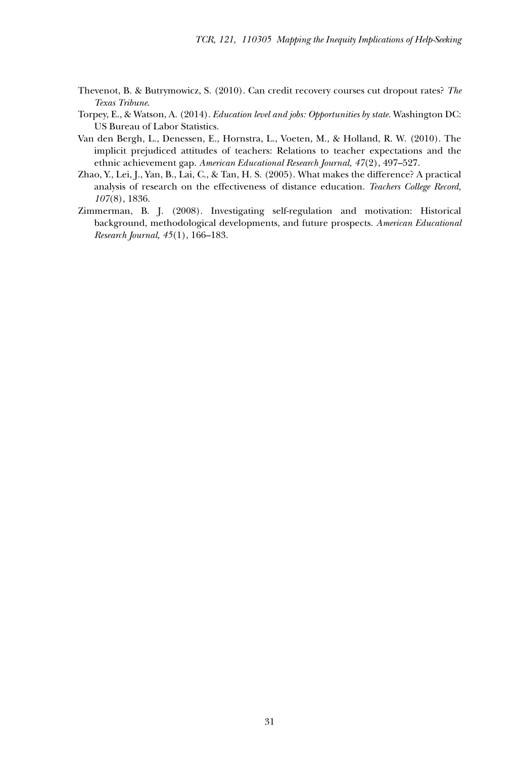Thevenot, B. & Butrymowicz, S. (2010). Can credit recovery courses cut dropout rates? *The Texas Tribune*.

Torpey, E., & Watson, A. (2014). *Education level and jobs: Opportunities by state*. Washington DC: US Bureau of Labor Statistics.

Van den Bergh, L., Denessen, E., Hornstra, L., Voeten, M., & Holland, R. W. (2010). The implicit prejudiced attitudes of teachers: Relations to teacher expectations and the ethnic achievement gap. *American Educational Research Journal, 47*(2), 497–527.

Zhao, Y., Lei, J., Yan, B., Lai, C., & Tan, H. S. (2005). What makes the difference? A practical analysis of research on the effectiveness of distance education. *Teachers College Record, 107*(8), 1836.

Zimmerman, B. J. (2008). Investigating self-regulation and motivation: Historical background, methodological developments, and future prospects. *American Educational Research Journal, 45*(1), 166–183.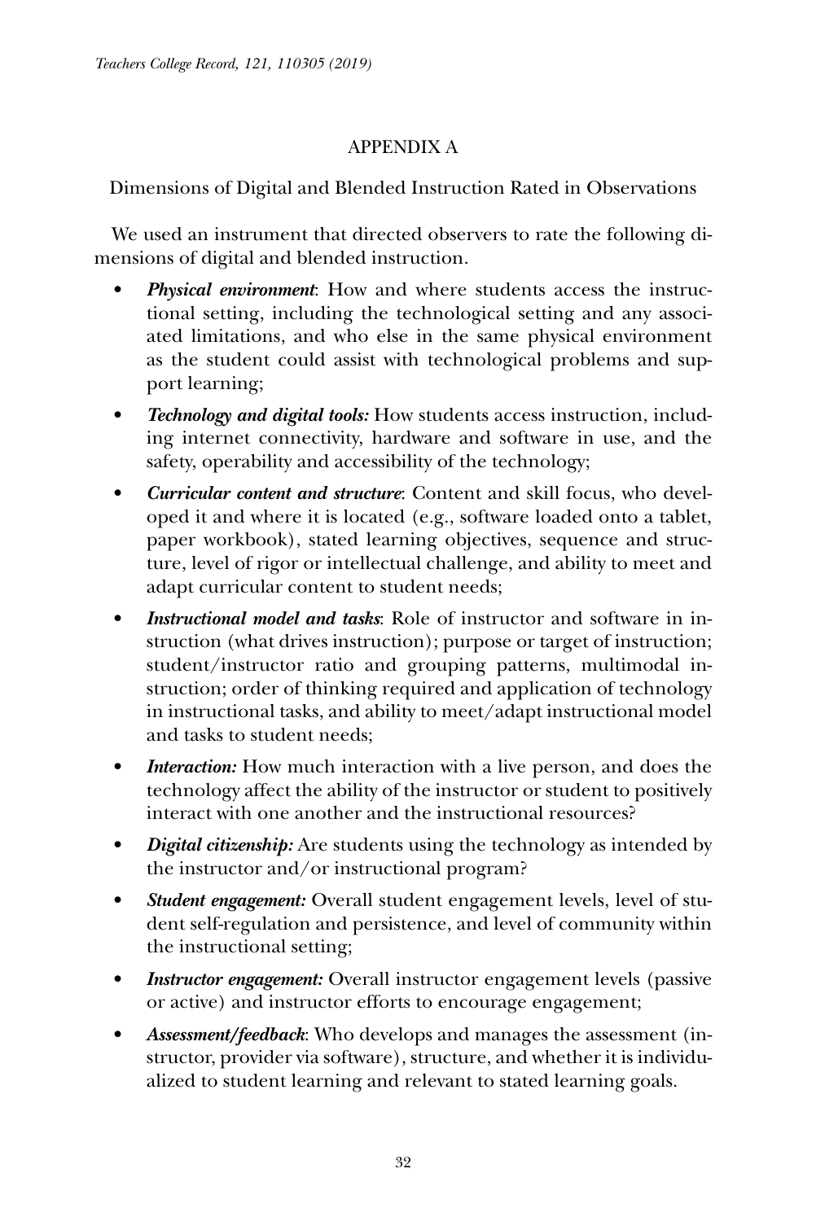# APPENDIX A

## Dimensions of Digital and Blended Instruction Rated in Observations

We used an instrument that directed observers to rate the following dimensions of digital and blended instruction.

- ***Physical environment***: How and where students access the instructional setting, including the technological setting and any associated limitations, and who else in the same physical environment as the student could assist with technological problems and support learning;
- ***Technology and digital tools:*** How students access instruction, including internet connectivity, hardware and software in use, and the safety, operability and accessibility of the technology;
- ***Curricular content and structure***: Content and skill focus, who developed it and where it is located (e.g., software loaded onto a tablet, paper workbook), stated learning objectives, sequence and structure, level of rigor or intellectual challenge, and ability to meet and adapt curricular content to student needs;
- ***Instructional model and tasks***: Role of instructor and software in instruction (what drives instruction); purpose or target of instruction; student/instructor ratio and grouping patterns, multimodal instruction; order of thinking required and application of technology in instructional tasks, and ability to meet/adapt instructional model and tasks to student needs;
- ***Interaction:*** How much interaction with a live person, and does the technology affect the ability of the instructor or student to positively interact with one another and the instructional resources?
- ***Digital citizenship:*** Are students using the technology as intended by the instructor and/or instructional program?
- ***Student engagement:*** Overall student engagement levels, level of student self-regulation and persistence, and level of community within the instructional setting;
- ***Instructor engagement:*** Overall instructor engagement levels (passive or active) and instructor efforts to encourage engagement;
- ***Assessment/feedback***: Who develops and manages the assessment (instructor, provider via software), structure, and whether it is individualized to student learning and relevant to stated learning goals.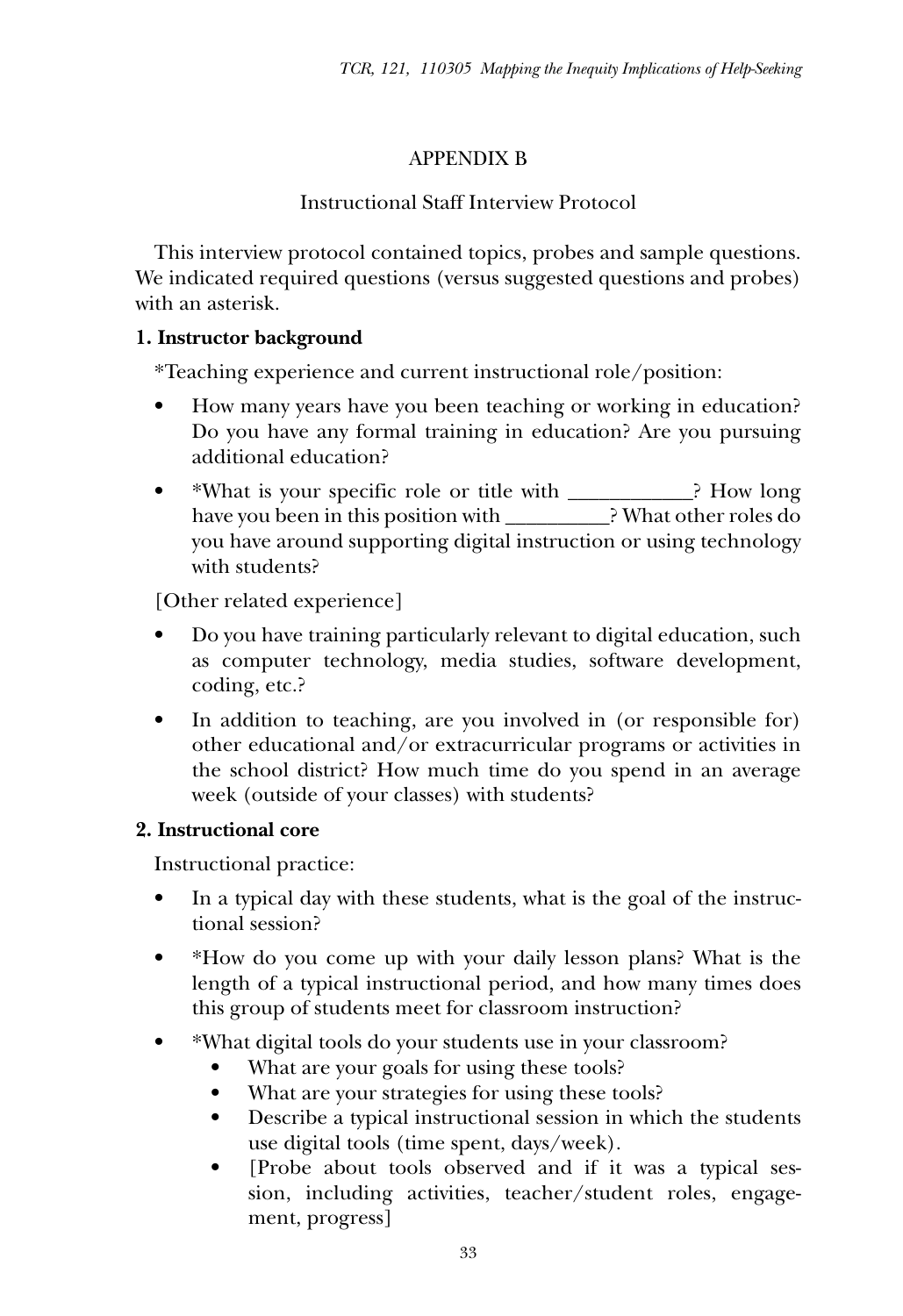## APPENDIX B

### Instructional Staff Interview Protocol

This interview protocol contained topics, probes and sample questions. We indicated required questions (versus suggested questions and probes) with an asterisk.

**1. Instructor background**

*Teaching experience and current instructional role/position:

- How many years have you been teaching or working in education? Do you have any formal training in education? Are you pursuing additional education?
- *What is your specific role or title with ____________? How long have you been in this position with __________? What other roles do you have around supporting digital instruction or using technology with students?

[Other related experience]

- Do you have training particularly relevant to digital education, such as computer technology, media studies, software development, coding, etc.?
- In addition to teaching, are you involved in (or responsible for) other educational and/or extracurricular programs or activities in the school district? How much time do you spend in an average week (outside of your classes) with students?

**2. Instructional core**

Instructional practice:

- In a typical day with these students, what is the goal of the instructional session?
- *How do you come up with your daily lesson plans? What is the length of a typical instructional period, and how many times does this group of students meet for classroom instruction?
- *What digital tools do your students use in your classroom?
    - What are your goals for using these tools?
    - What are your strategies for using these tools?
    - Describe a typical instructional session in which the students use digital tools (time spent, days/week).
    - [Probe about tools observed and if it was a typical session, including activities, teacher/student roles, engagement, progress]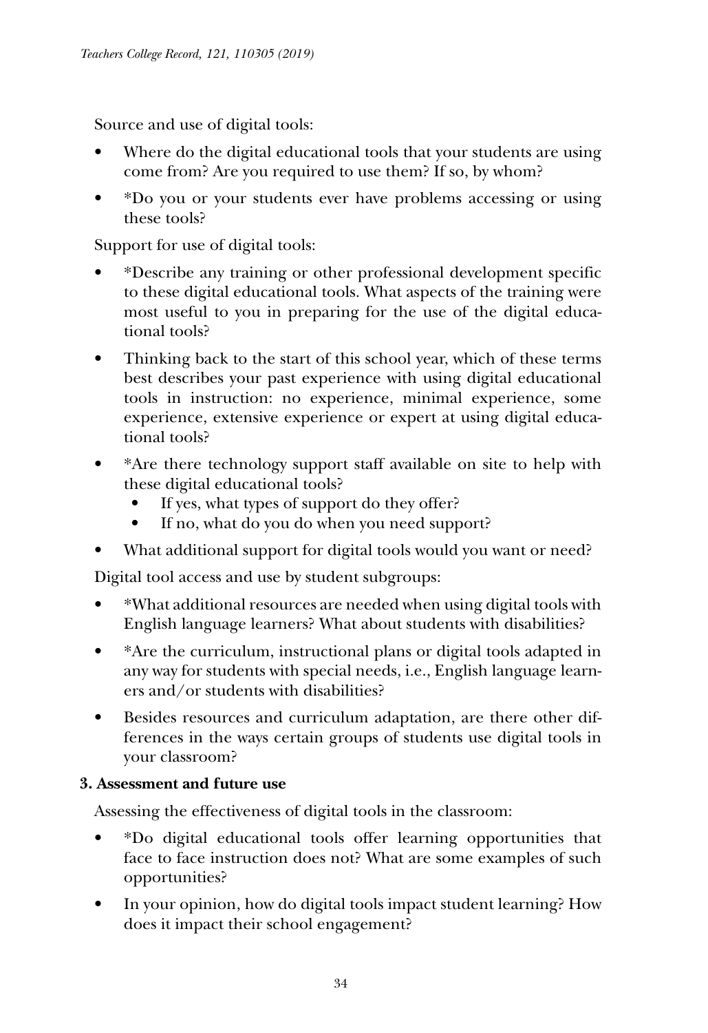Source and use of digital tools:

- Where do the digital educational tools that your students are using come from? Are you required to use them? If so, by whom?
- *Do you or your students ever have problems accessing or using these tools?

Support for use of digital tools:

- *Describe any training or other professional development specific to these digital educational tools. What aspects of the training were most useful to you in preparing for the use of the digital educational tools?
- Thinking back to the start of this school year, which of these terms best describes your past experience with using digital educational tools in instruction: no experience, minimal experience, some experience, extensive experience or expert at using digital educational tools?
- *Are there technology support staff available on site to help with these digital educational tools?
  - If yes, what types of support do they offer?
  - If no, what do you do when you need support?
- What additional support for digital tools would you want or need?

Digital tool access and use by student subgroups:

- *What additional resources are needed when using digital tools with English language learners? What about students with disabilities?
- *Are the curriculum, instructional plans or digital tools adapted in any way for students with special needs, i.e., English language learners and/or students with disabilities?
- Besides resources and curriculum adaptation, are there other differences in the ways certain groups of students use digital tools in your classroom?

**3. Assessment and future use**

Assessing the effectiveness of digital tools in the classroom:

- *Do digital educational tools offer learning opportunities that face to face instruction does not? What are some examples of such opportunities?
- In your opinion, how do digital tools impact student learning? How does it impact their school engagement?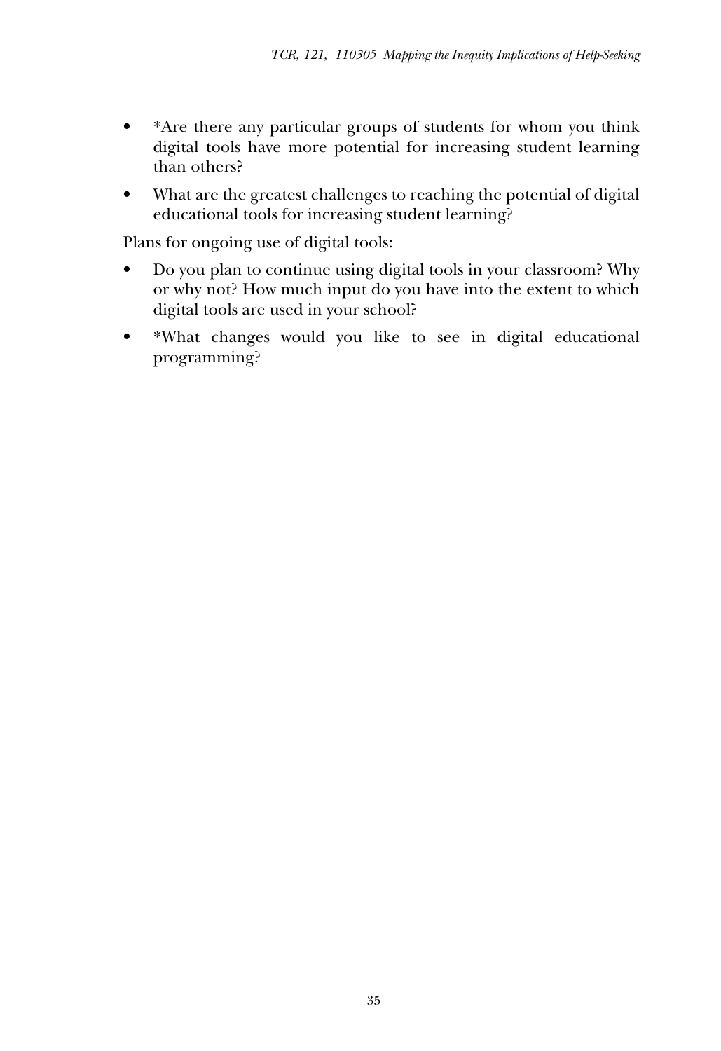- *Are there any particular groups of students for whom you think digital tools have more potential for increasing student learning than others?
- What are the greatest challenges to reaching the potential of digital educational tools for increasing student learning?

Plans for ongoing use of digital tools:

- Do you plan to continue using digital tools in your classroom? Why or why not? How much input do you have into the extent to which digital tools are used in your school?
- *What changes would you like to see in digital educational programming?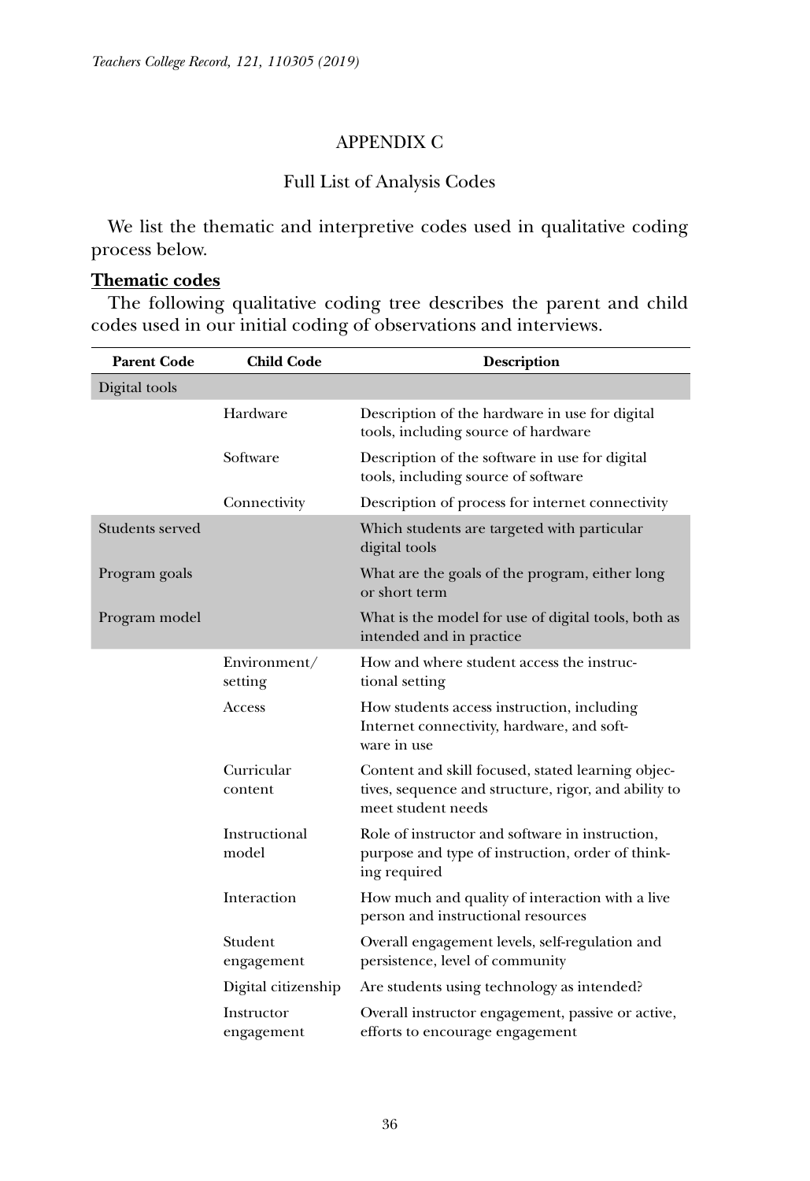## APPENDIX C

### Full List of Analysis Codes

We list the thematic and interpretive codes used in qualitative coding process below.

**Thematic codes**

The following qualitative coding tree describes the parent and child codes used in our initial coding of observations and interviews.

| Parent Code | Child Code | Description |
|---|---|---|
| Digital tools | | |
| | Hardware | Description of the hardware in use for digital tools, including source of hardware |
| | Software | Description of the software in use for digital tools, including source of software |
| | Connectivity | Description of process for internet connectivity |
| Students served | | Which students are targeted with particular digital tools |
| Program goals | | What are the goals of the program, either long or short term |
| Program model | | What is the model for use of digital tools, both as intended and in practice |
| | Environment/ setting | How and where student access the instructional setting |
| | Access | How students access instruction, including Internet connectivity, hardware, and software in use |
| | Curricular content | Content and skill focused, stated learning objectives, sequence and structure, rigor, and ability to meet student needs |
| | Instructional model | Role of instructor and software in instruction, purpose and type of instruction, order of thinking required |
| | Interaction | How much and quality of interaction with a live person and instructional resources |
| | Student engagement | Overall engagement levels, self-regulation and persistence, level of community |
| | Digital citizenship | Are students using technology as intended? |
| | Instructor engagement | Overall instructor engagement, passive or active, efforts to encourage engagement |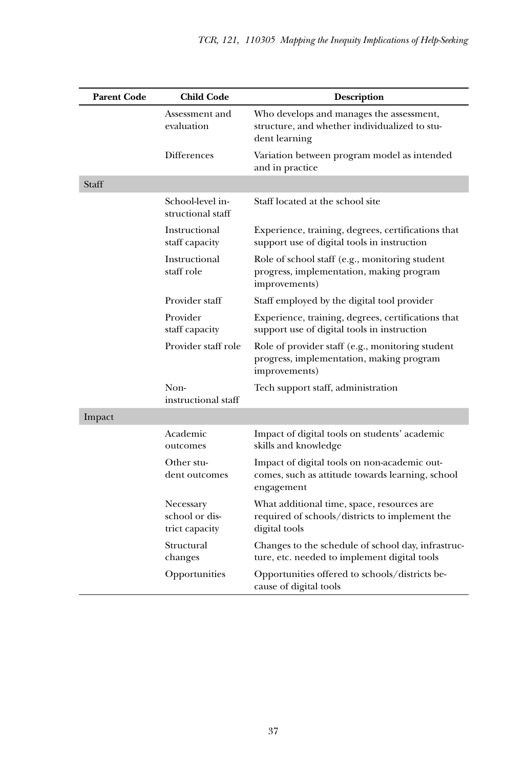| Parent Code | Child Code | Description |
|---|---|---|
| | Assessment and evaluation | Who develops and manages the assessment, structure, and whether individualized to student learning |
| | Differences | Variation between program model as intended and in practice |
| Staff | | |
| | School-level instructional staff | Staff located at the school site |
| | Instructional staff capacity | Experience, training, degrees, certifications that support use of digital tools in instruction |
| | Instructional staff role | Role of school staff (e.g., monitoring student progress, implementation, making program improvements) |
| | Provider staff | Staff employed by the digital tool provider |
| | Provider staff capacity | Experience, training, degrees, certifications that support use of digital tools in instruction |
| | Provider staff role | Role of provider staff (e.g., monitoring student progress, implementation, making program improvements) |
| | Non-instructional staff | Tech support staff, administration |
| Impact | | |
| | Academic outcomes | Impact of digital tools on students' academic skills and knowledge |
| | Other student outcomes | Impact of digital tools on non-academic outcomes, such as attitude towards learning, school engagement |
| | Necessary school or district capacity | What additional time, space, resources are required of schools/districts to implement the digital tools |
| | Structural changes | Changes to the schedule of school day, infrastructure, etc. needed to implement digital tools |
| | Opportunities | Opportunities offered to schools/districts because of digital tools |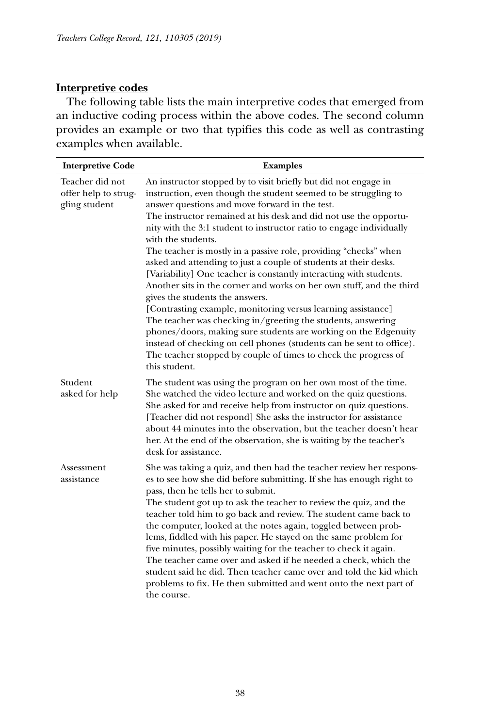**Interpretive codes**

The following table lists the main interpretive codes that emerged from an inductive coding process within the above codes. The second column provides an example or two that typifies this code as well as contrasting examples when available.

| Interpretive Code | Examples |
|---|---|
| Teacher did not offer help to struggling student | An instructor stopped by to visit briefly but did not engage in instruction, even though the student seemed to be struggling to answer questions and move forward in the test.<br>The instructor remained at his desk and did not use the opportunity with the 3:1 student to instructor ratio to engage individually with the students.<br>The teacher is mostly in a passive role, providing "checks" when asked and attending to just a couple of students at their desks.<br>[Variability] One teacher is constantly interacting with students. Another sits in the corner and works on her own stuff, and the third gives the students the answers.<br>[Contrasting example, monitoring versus learning assistance]<br>The teacher was checking in/greeting the students, answering phones/doors, making sure students are working on the Edgenuity instead of checking on cell phones (students can be sent to office). The teacher stopped by couple of times to check the progress of this student. |
| Student asked for help | The student was using the program on her own most of the time. She watched the video lecture and worked on the quiz questions. She asked for and receive help from instructor on quiz questions.<br>[Teacher did not respond] She asks the instructor for assistance about 44 minutes into the observation, but the teacher doesn't hear her. At the end of the observation, she is waiting by the teacher's desk for assistance. |
| Assessment assistance | She was taking a quiz, and then had the teacher review her responses to see how she did before submitting. If she has enough right to pass, then he tells her to submit.<br>The student got up to ask the teacher to review the quiz, and the teacher told him to go back and review. The student came back to the computer, looked at the notes again, toggled between problems, fiddled with his paper. He stayed on the same problem for five minutes, possibly waiting for the teacher to check it again. The teacher came over and asked if he needed a check, which the student said he did. Then teacher came over and told the kid which problems to fix. He then submitted and went onto the next part of the course. |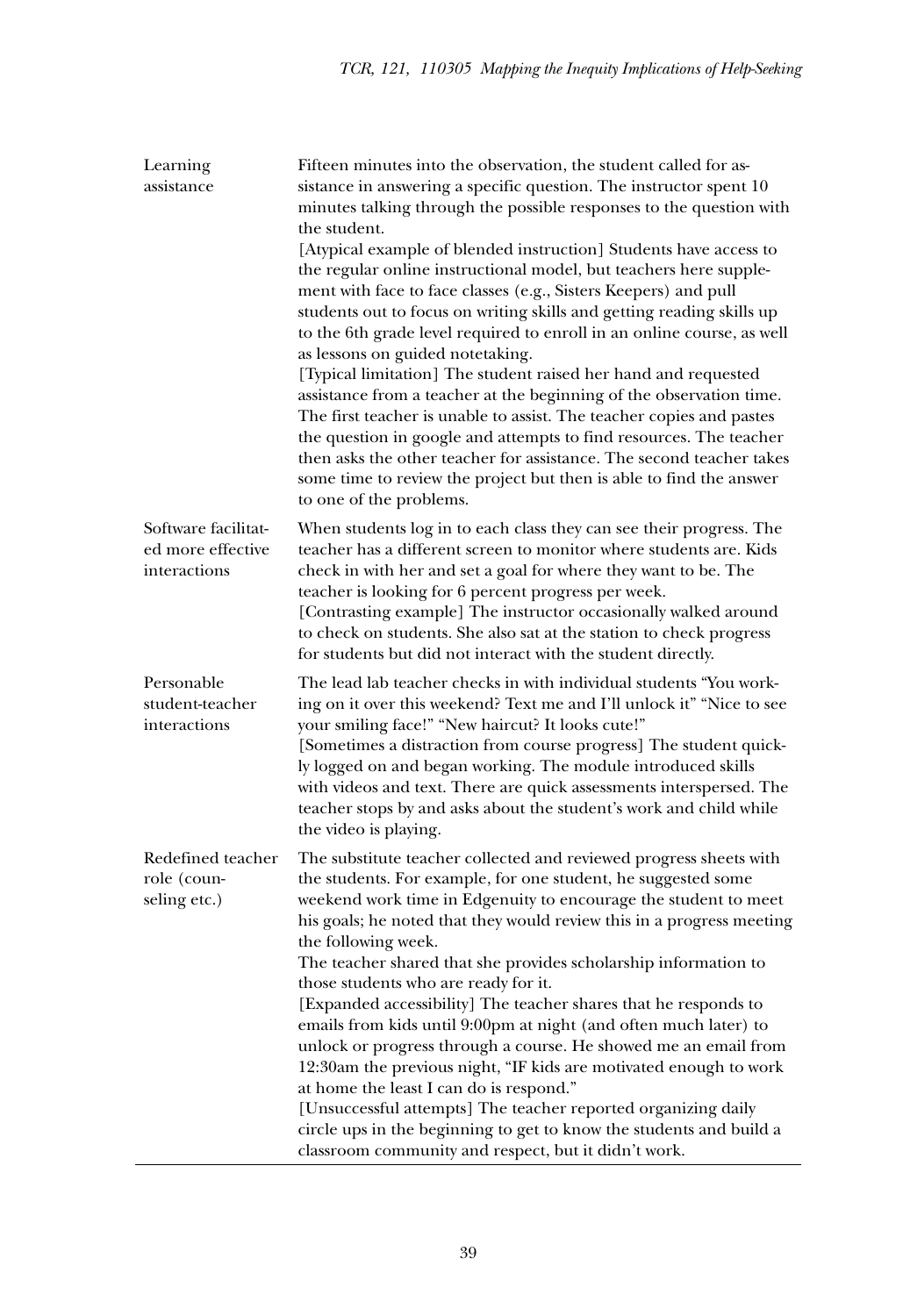| | |
|---|---|
| Learning assistance | Fifteen minutes into the observation, the student called for assistance in answering a specific question. The instructor spent 10 minutes talking through the possible responses to the question with the student.<br>[Atypical example of blended instruction] Students have access to the regular online instructional model, but teachers here supplement with face to face classes (e.g., Sisters Keepers) and pull students out to focus on writing skills and getting reading skills up to the 6th grade level required to enroll in an online course, as well as lessons on guided notetaking.<br>[Typical limitation] The student raised her hand and requested assistance from a teacher at the beginning of the observation time. The first teacher is unable to assist. The teacher copies and pastes the question in google and attempts to find resources. The teacher then asks the other teacher for assistance. The second teacher takes some time to review the project but then is able to find the answer to one of the problems. |
| Software facilitated more effective interactions | When students log in to each class they can see their progress. The teacher has a different screen to monitor where students are. Kids check in with her and set a goal for where they want to be. The teacher is looking for 6 percent progress per week.<br>[Contrasting example] The instructor occasionally walked around to check on students. She also sat at the station to check progress for students but did not interact with the student directly. |
| Personable student-teacher interactions | The lead lab teacher checks in with individual students "You working on it over this weekend? Text me and I'll unlock it" "Nice to see your smiling face!" "New haircut? It looks cute!"<br>[Sometimes a distraction from course progress] The student quickly logged on and began working. The module introduced skills with videos and text. There are quick assessments interspersed. The teacher stops by and asks about the student's work and child while the video is playing. |
| Redefined teacher role (counseling etc.) | The substitute teacher collected and reviewed progress sheets with the students. For example, for one student, he suggested some weekend work time in Edgenuity to encourage the student to meet his goals; he noted that they would review this in a progress meeting the following week.<br>The teacher shared that she provides scholarship information to those students who are ready for it.<br>[Expanded accessibility] The teacher shares that he responds to emails from kids until 9:00pm at night (and often much later) to unlock or progress through a course. He showed me an email from 12:30am the previous night, "IF kids are motivated enough to work at home the least I can do is respond."<br>[Unsuccessful attempts] The teacher reported organizing daily circle ups in the beginning to get to know the students and build a classroom community and respect, but it didn't work. |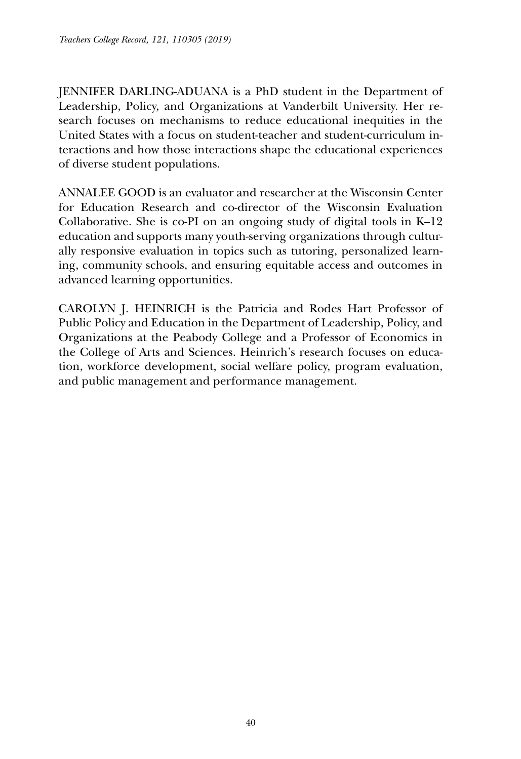JENNIFER DARLING-ADUANA is a PhD student in the Department of Leadership, Policy, and Organizations at Vanderbilt University. Her research focuses on mechanisms to reduce educational inequities in the United States with a focus on student-teacher and student-curriculum interactions and how those interactions shape the educational experiences of diverse student populations.

ANNALEE GOOD is an evaluator and researcher at the Wisconsin Center for Education Research and co-director of the Wisconsin Evaluation Collaborative. She is co-PI on an ongoing study of digital tools in K–12 education and supports many youth-serving organizations through culturally responsive evaluation in topics such as tutoring, personalized learning, community schools, and ensuring equitable access and outcomes in advanced learning opportunities.

CAROLYN J. HEINRICH is the Patricia and Rodes Hart Professor of Public Policy and Education in the Department of Leadership, Policy, and Organizations at the Peabody College and a Professor of Economics in the College of Arts and Sciences. Heinrich's research focuses on education, workforce development, social welfare policy, program evaluation, and public management and performance management.